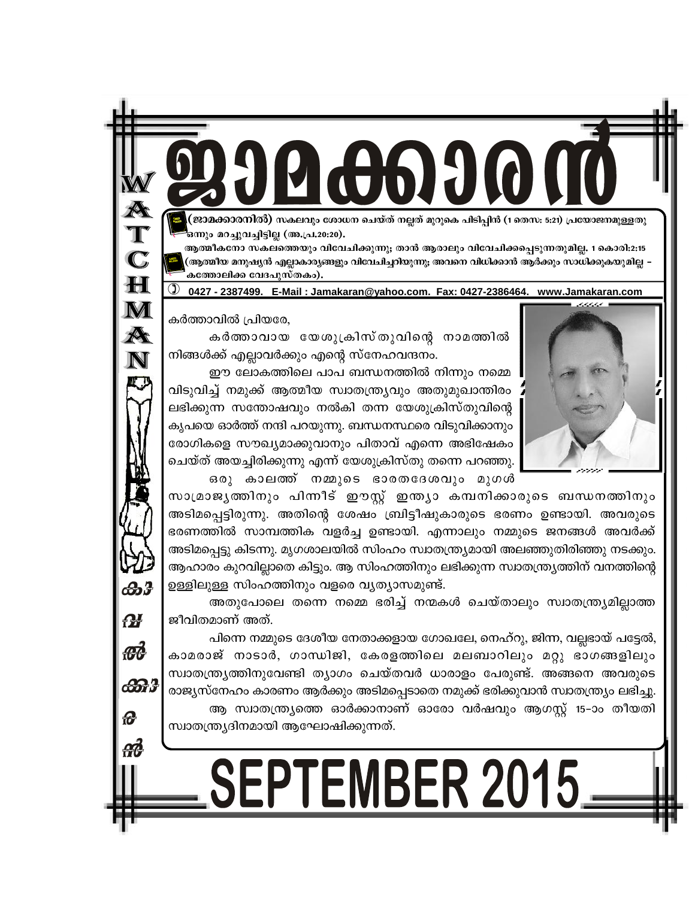# ജാമക്കാരൻ

**(ജാമക്കാരനിൽ)** സകലവും ശോധന ചെയ്ത് നല്ലത് മുറുകെ പിടിപ്പിൻ (1 തെസ: 5:21) പ്രയോജനമുള്ളതു ഒന്നും മറച്ചുവച്ചിട്ടില്ല (അ.പ്ര.20:20).

ആത്മീകനോ സകലത്തെയും വിവേചിക്കുന്നു; താൻ ആരാലും വിവേചിക്കപ്പെടുന്നതുമില്ല. 1 കൊരി:2:15 (ആത്മീയ മനുഷ്യൻ എല്ലാകാര്യങ്ങളും വിവേചിച്ചറിയുന്നു; അവനെ വിധിക്കാൻ ആർക്കും സാധിക്കുകയുമില്ല – കത്തോലിക്ക വേദപുസ്തകം).

0427 - 2387499. E-Mail : Jamakaran@yahoo.com. Fax: 0427-2386464. www.Jamakaran.com

WATCHMAN

കാവൽക്കാരൻ

കർത്താവിൽ പ്രിയരേ,

കർത്താവായ യേശുക്രിസ്തുവിന്റെ നാമത്തിൽ നിങ്ങൾക്ക് എല്ലാവർക്കും എന്റെ സ്നേഹവന്ദനം.

ഈ ലോകത്തിലെ പാപ ബന്ധനത്തിൽ നിന്നും നമ്മെ വിടുവിച്ച് നമുക്ക് ആത്മീയ സ്വാതന്ത്ര്യവും അതുമുഖാന്തിരം ലഭിക്കുന്ന സന്തോഷവും നൽകി തന്ന യേശുക്രിസ്തുവിന്റെ കൃപയെ ഓർത്ത് നന്ദി പറയുന്നു. ബന്ധനസ്ഥരെ വിടുവിക്കാനും രോഗികളെ സൗഖ്യമാക്കുവാനും പിതാവ് എന്നെ അഭിഷേകം ചെയ്ത് അയച്ചിരിക്കുന്നു എന്ന് യേശുക്രിസ്തു തന്നെ പറഞ്ഞു.

ഒരു കാലത്ത് നമ്മുടെ ഭാരതദേശവും മുഗൾ സാമ്രാജ്യത്തിനും പിന്നീട് ഈസ്റ്റ് ഇന്ത്യാ കമ്പനിക്കാരുടെ ബന്ധനത്തിനും അടിമപ്പെട്ടിരുന്നു. അതിന്റെ ശേഷം ബ്രിട്ടീഷുകാരുടെ ഭരണം ഉണ്ടായി. അവരുടെ ഭരണത്തിൽ സാമ്പത്തിക വളർച്ച ഉണ്ടായി. എന്നാലും നമ്മുടെ ജനങ്ങൾ അവർക്ക് അടിമപ്പെട്ടു കിടന്നു. മൃഗശാലയിൽ സിംഹം സ്വാതന്ത്ര്യമായി അലഞ്ഞുതിരിഞ്ഞു നടക്കും. ആഹാരം കുറവില്ലാതെ കിട്ടും. ആ സിംഹത്തിനും ലഭിക്കുന്ന സ്വാതന്ത്ര്യത്തിന് വനത്തിന്റെ ഉള്ളിലുള്ള സിംഹത്തിനും വളരെ വ്യത്യാസമുണ്ട്.

അതുപോലെ തന്നെ നമ്മെ ഭരിച്ച് നന്മകൾ ചെയ്താലും സ്വാതന്ത്ര്യമില്ലാത്ത ജീവിതമാണ് അത്.

പിന്നെ നമ്മുടെ ദേശീയ നേതാക്കളായ ഗോഖലേ, നെഹ്റു, ജിന്ന, വല്ലഭായ് പട്ടേൽ, കാമരാജ് നാടാർ, ഗാന്ധിജി, കേരളത്തിലെ മലബാറിലും മറ്റു ഭാഗങ്ങളിലും സ്വാതന്ത്ര്യത്തിനുവേണ്ടി ത്യാഗം ചെയ്തവർ ധാരാളം പേരുണ്ട്. അങ്ങനെ അവരുടെ രാജ്യസ്നേഹം കാരണം ആർക്കും അടിമപ്പെടാതെ നമുക്ക് ഭരിക്കുവാൻ സ്വാതന്ത്ര്യം ലഭിച്ചു.

ആ സ്വാതന്ത്ര്യത്തെ ഓർക്കാനാണ് ഓരോ വർഷവും ആഗസ്റ്റ് 15-ാം തീയതി സ്വാതന്ത്ര്യദിനമായി ആഘോഷിക്കുന്നത്.

# SEPTEMBER 2015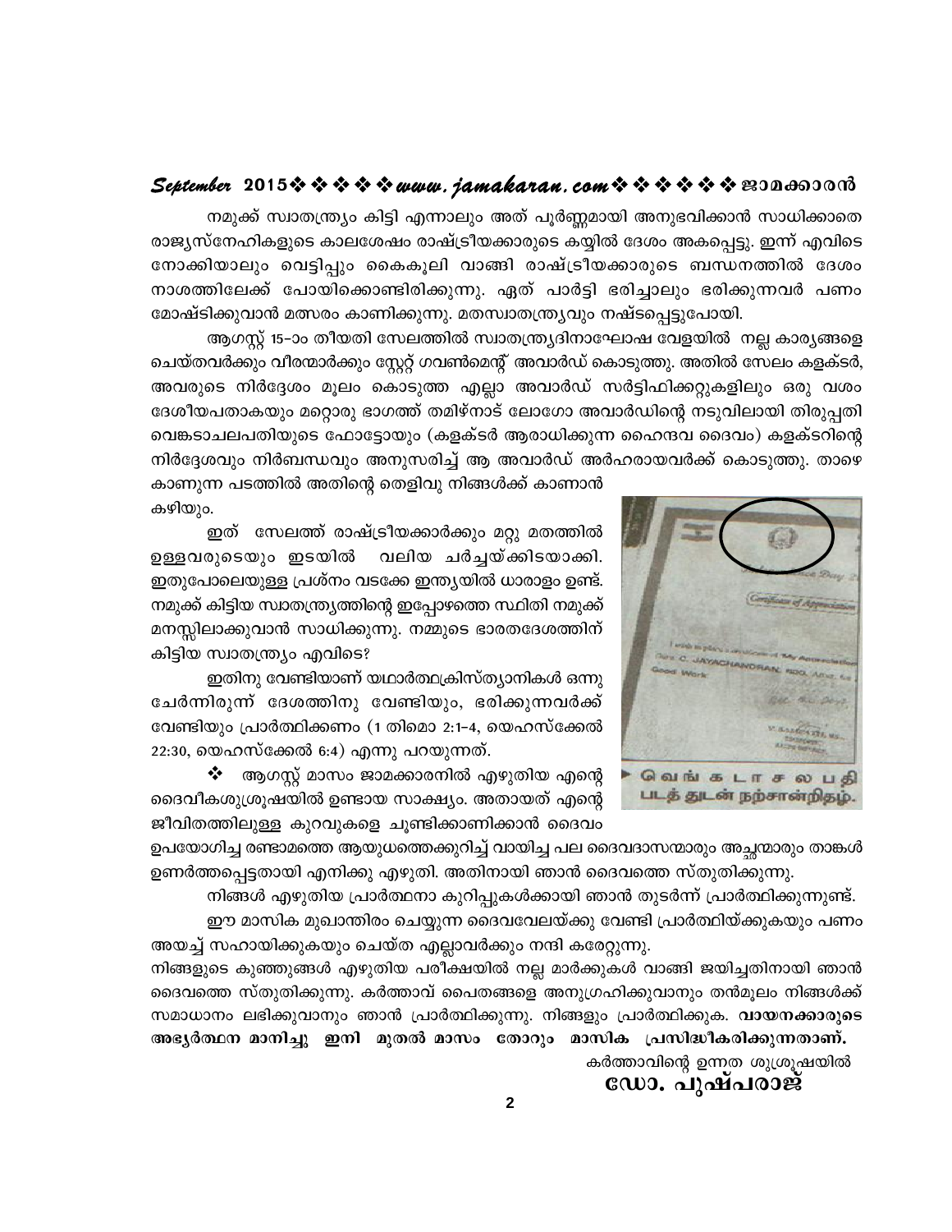നമുക്ക് സ്വാതന്ത്ര്യം കിട്ടി എന്നാലും അത് പൂർണ്ണമായി അനുഭവിക്കാൻ സാധിക്കാതെ രാജ്യസ്നേഹികളുടെ കാലശേഷം രാഷ്ട്രീയക്കാരുടെ കയ്യിൽ ദേശം അകപ്പെട്ടു. ഇന്ന് എവിടെ നോക്കിയാലും വെട്ടിപ്പും കൈകൂലി വാങ്ങി രാഷ്ട്രീയക്കാരുടെ ബന്ധനത്തിൽ ദേശം നാശത്തിലേക്ക് പോയിക്കൊണ്ടിരിക്കുന്നു. ഏത് പാർട്ടി ഭരിച്ചാലും ഭരിക്കുന്നവർ പണം മോഷ്ടിക്കുവാൻ മത്സരം കാണിക്കുന്നു. മതസ്വാതന്ത്ര്യവും നഷ്ടപ്പെട്ടുപോയി.

ആഗസ്റ്റ് 15-ാം തീയതി സേലത്തിൽ സ്വാതന്ത്ര്യദിനാഘോഷ വേളയിൽ നല്ല കാര്യങ്ങളെ ചെയ്തവർക്കും വീരന്മാർക്കും സ്റ്റേറ്റ് ഗവൺമെന്റ് അവാർഡ് കൊടുത്തു. അതിൽ സേലം കളക്ടർ, അവരുടെ നിർദ്ദേശം മൂലം കൊടുത്ത എല്ലാ അവാർഡ് സർട്ടിഫിക്കറ്റുകളിലും ഒരു വശം ദേശീയപതാകയും മറ്റൊരു ഭാഗത്ത് തമിഴ്നാട് ലോഗോ അവാർഡിന്റെ നടുവിലായി തിരുപ്പതി വെങ്കടാചലപതിയുടെ ഫോട്ടോയും (കളക്ടർ ആരാധിക്കുന്ന ഹൈന്ദവ ദൈവം) കളക്ടറിന്റെ നിർദ്ദേശവും നിർബന്ധവും അനുസരിച്ച് ആ അവാർഡ് അർഹരായവർക്ക് കൊടുത്തു. താഴെ കാണുന്ന പടത്തിൽ അതിന്റെ തെളിവു നിങ്ങൾക്ക് കാണാൻ കഴിയും.

வெங்கடாசலபதி படத்துடன் நற்சான்றிதழ்.

ഇത് സേലത്ത് രാഷ്ട്രീയക്കാർക്കും മറ്റു മതത്തിൽ ഉള്ളവരുടെയും ഇടയിൽ വലിയ ചർച്ചയ്ക്കിടയാക്കി. ഇതുപോലെയുള്ള പ്രശ്നം വടക്കേ ഇന്ത്യയിൽ ധാരാളം ഉണ്ട്. നമുക്ക് കിട്ടിയ സ്വാതന്ത്ര്യത്തിന്റെ ഇപ്പോഴത്തെ സ്ഥിതി നമുക്ക് മനസ്സിലാക്കുവാൻ സാധിക്കുന്നു. നമ്മുടെ ഭാരതദേശത്തിന് കിട്ടിയ സ്വാതന്ത്ര്യം എവിടെ?

ഇതിനു വേണ്ടിയാണ് യഥാർത്ഥക്രിസ്ത്യാനികൾ ഒന്നു ചേർന്നിരുന്ന് ദേശത്തിനു വേണ്ടിയും, ഭരിക്കുന്നവർക്ക് വേണ്ടിയും പ്രാർത്ഥിക്കണം (1 തിമൊ 2:1-4, യെഹസ്ക്കേൽ 22:30, യെഹസ്ക്കേൽ 6:4) എന്നു പറയുന്നത്.

❖ ആഗസ്റ്റ് മാസം ജാമക്കാരനിൽ എഴുതിയ എന്റെ ദൈവീകശുശ്രൂഷയിൽ ഉണ്ടായ സാക്ഷ്യം. അതായത് എന്റെ ജീവിതത്തിലുള്ള കുറവുകളെ ചൂണ്ടിക്കാണിക്കാൻ ദൈവം ഉപയോഗിച്ച രണ്ടാമത്തെ ആയുധത്തെക്കുറിച്ച് വായിച്ച പല ദൈവദാസന്മാരും അച്ചന്മാരും താങ്കൾ ഉണർത്തപ്പെട്ടതായി എനിക്കു എഴുതി. അതിനായി ഞാൻ ദൈവത്തെ സ്തുതിക്കുന്നു.

നിങ്ങൾ എഴുതിയ പ്രാർത്ഥനാ കുറിപ്പുകൾക്കായി ഞാൻ തുടർന്ന് പ്രാർത്ഥിക്കുന്നുണ്ട്.

ഈ മാസിക മുഖാന്തിരം ചെയ്യുന്ന ദൈവവേലയ്ക്കു വേണ്ടി പ്രാർത്ഥിയ്ക്കുകയും പണം അയച്ച് സഹായിക്കുകയും ചെയ്ത എല്ലാവർക്കും നന്ദി കരേറ്റുന്നു.

നിങ്ങളുടെ കുഞ്ഞുങ്ങൾ എഴുതിയ പരീക്ഷയിൽ നല്ല മാർക്കുകൾ വാങ്ങി ജയിച്ചതിനായി ഞാൻ ദൈവത്തെ സ്തുതിക്കുന്നു. കർത്താവ് പൈതങ്ങളെ അനുഗ്രഹിക്കുവാനും തൻമൂലം നിങ്ങൾക്ക് സമാധാനം ലഭിക്കുവാനും ഞാൻ പ്രാർത്ഥിക്കുന്നു. നിങ്ങളും പ്രാർത്ഥിക്കുക. **വായനക്കാരുടെ അഭ്യർത്ഥന മാനിച്ചു ഇനി മുതൽ മാസം തോറും മാസിക പ്രസിദ്ധീകരിക്കുന്നതാണ്.**

കർത്താവിന്റെ ഉന്നത ശുശ്രൂഷയിൽ

**ഡോ. പുഷ്പരാജ്**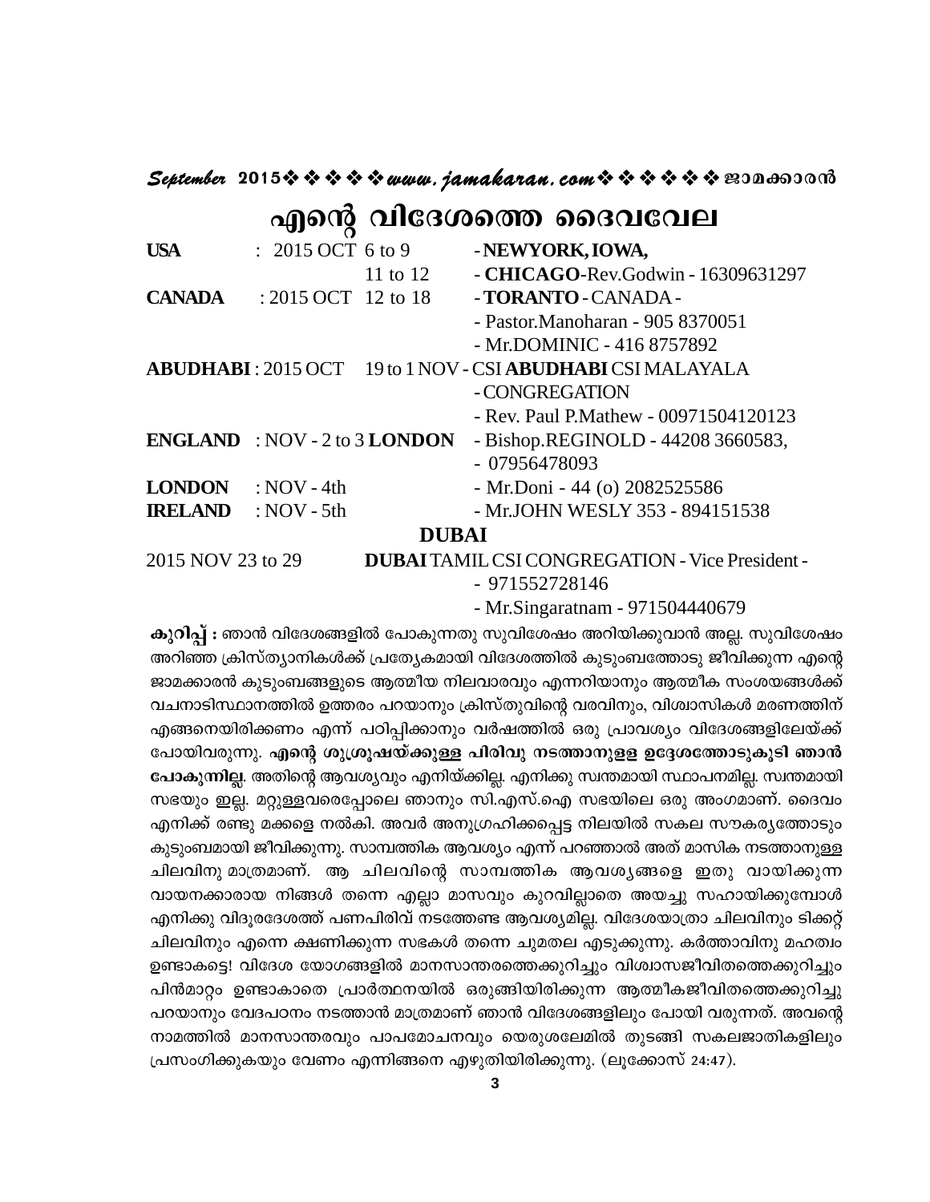# എന്റെ വിദേശത്തെ ദൈവവേല

| | | | |
|---|---|---|---|
| **USA** | : 2015 OCT | 6 to 9 | - **NEWYORK, IOWA,** |
| | | 11 to 12 | - **CHICAGO**-Rev.Godwin - 16309631297 |
| **CANADA** | : 2015 OCT | 12 to 18 | - **TORANTO** - CANADA - |
| | | | - Pastor.Manoharan - 905 8370051 |
| | | | - Mr.DOMINIC - 416 8757892 |
| **ABUDHABI** | : 2015 OCT | 19 to 1 NOV | - CSI **ABUDHABI** CSI MALAYALA |
| | | | - CONGREGATION |
| | | | - Rev. Paul P.Mathew - 00971504120123 |
| **ENGLAND** | : NOV - 2 to 3 | **LONDON** | - Bishop.REGINOLD - 44208 3660583, |
| | | | - 07956478093 |
| **LONDON** | : NOV - 4th | | - Mr.Doni - 44 (o) 2082525586 |
| **IRELAND** | : NOV - 5th | | - Mr.JOHN WESLY 353 - 894151538 |

**DUBAI**

2015 NOV 23 to 29 **DUBAI** TAMIL CSI CONGREGATION - Vice President - 971552728146
- Mr.Singaratnam - 971504440679

**കുറിപ്പ് :** ഞാൻ വിദേശങ്ങളിൽ പോകുന്നതു സുവിശേഷം അറിയിക്കുവാൻ അല്ല. സുവിശേഷം അറിഞ്ഞ ക്രിസ്ത്യാനികൾക്ക് പ്രത്യേകമായി വിദേശത്തിൽ കുടുംബത്തോടു ജീവിക്കുന്ന എന്റെ ജാമക്കാരൻ കുടുംബങ്ങളുടെ ആത്മീയ നിലവാരവും എന്നറിയാനും ആത്മീക സംശയങ്ങൾക്ക് വചനാടിസ്ഥാനത്തിൽ ഉത്തരം പറയാനും ക്രിസ്തുവിന്റെ വരവിനും, വിശ്വാസികൾ മരണത്തിന് എങ്ങനെയിരിക്കണം എന്ന് പഠിപ്പിക്കാനും വർഷത്തിൽ ഒരു പ്രാവശ്യം വിദേശങ്ങളിലേയ്ക്ക് പോയിവരുന്നു. **എന്റെ ശുശ്രൂഷയ്ക്കുള്ള പിരിവു നടത്താനുള്ള ഉദ്ദേശത്തോടുകൂടി ഞാൻ പോകുന്നില്ല**. അതിന്റെ ആവശ്യവും എനിയ്ക്കില്ല. എനിക്കു സ്വന്തമായി സ്ഥാപനമില്ല. സ്വന്തമായി സഭയും ഇല്ല. മറ്റുള്ളവരെപ്പോലെ ഞാനും സി.എസ്.ഐ സഭയിലെ ഒരു അംഗമാണ്. ദൈവം എനിക്ക് രണ്ടു മക്കളെ നൽകി. അവർ അനുഗ്രഹിക്കപ്പെട്ട നിലയിൽ സകല സൗകര്യത്തോടും കുടുംബമായി ജീവിക്കുന്നു. സാമ്പത്തിക ആവശ്യം എന്ന് പറഞ്ഞാൽ അത് മാസിക നടത്താനുള്ള ചിലവിനു മാത്രമാണ്. ആ ചിലവിന്റെ സാമ്പത്തിക ആവശ്യങ്ങളെ ഇതു വായിക്കുന്ന വായനക്കാരായ നിങ്ങൾ തന്നെ എല്ലാ മാസവും കുറവില്ലാതെ അയച്ചു സഹായിക്കുമ്പോൾ എനിക്കു വിദൂരദേശത്ത് പണപിരിവ് നടത്തേണ്ട ആവശ്യമില്ല. വിദേശയാത്രാ ചിലവിനും ടിക്കറ്റ് ചിലവിനും എന്നെ ക്ഷണിക്കുന്ന സഭകൾ തന്നെ ചുമതല എടുക്കുന്നു. കർത്താവിനു മഹത്വം ഉണ്ടാകട്ടെ! വിദേശ യോഗങ്ങളിൽ മാനസാന്തരത്തെക്കുറിച്ചും വിശ്വാസജീവിതത്തെക്കുറിച്ചും പിൻമാറ്റം ഉണ്ടാകാതെ പ്രാർത്ഥനയിൽ ഒരുങ്ങിയിരിക്കുന്ന ആത്മീകജീവിതത്തെക്കുറിച്ചു പറയാനും വേദപഠനം നടത്താൻ മാത്രമാണ് ഞാൻ വിദേശങ്ങളിലും പോയി വരുന്നത്. അവന്റെ നാമത്തിൽ മാനസാന്തരവും പാപമോചനവും യെരുശലേമിൽ തുടങ്ങി സകലജാതികളിലും പ്രസംഗിക്കുകയും വേണം എന്നിങ്ങനെ എഴുതിയിരിക്കുന്നു. (ലൂക്കോസ് 24:47).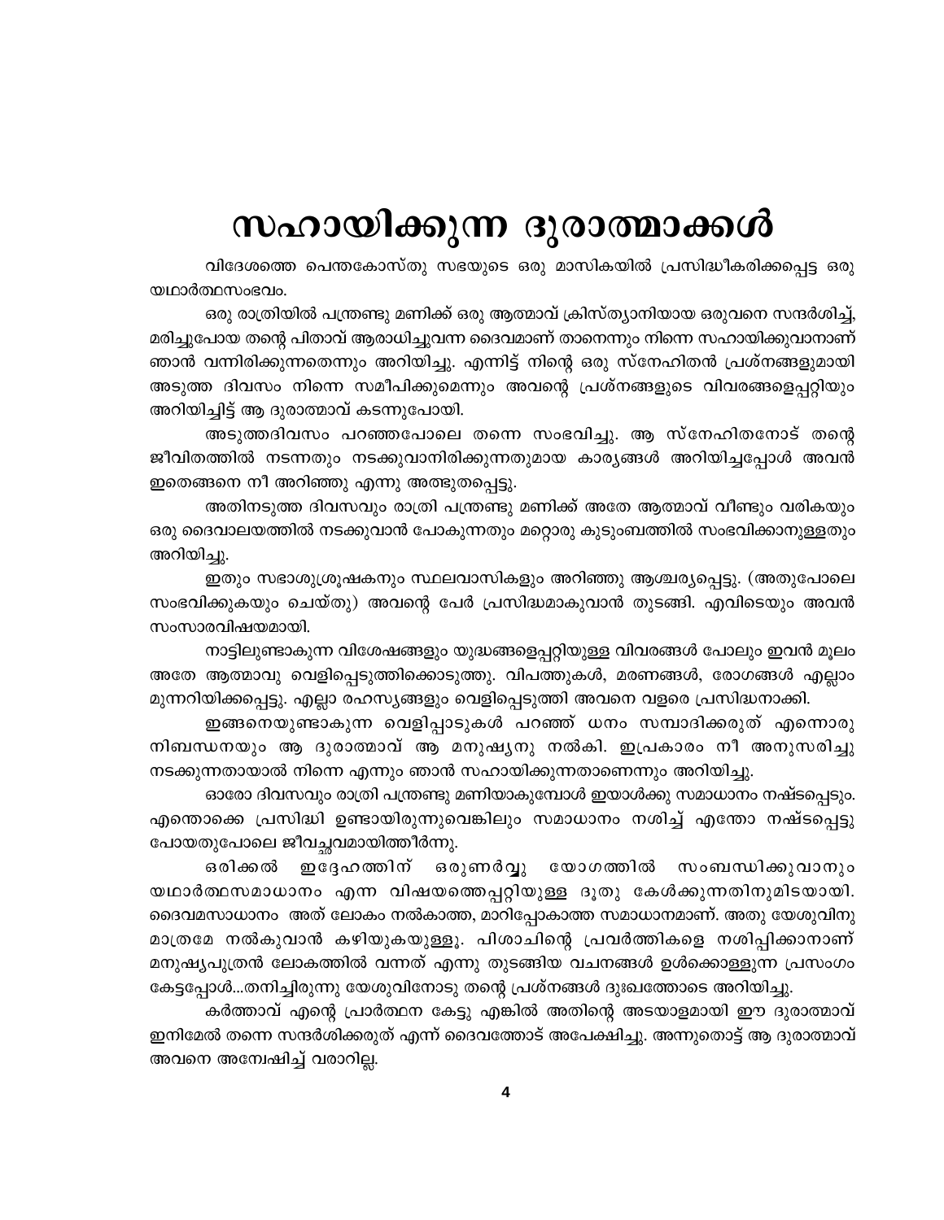# സഹായിക്കുന്ന ദുരാത്മാക്കൾ

വിദേശത്തെ പെന്തകോസ്തു സഭയുടെ ഒരു മാസികയിൽ പ്രസിദ്ധീകരിക്കപ്പെട്ട ഒരു യഥാർത്ഥസംഭവം.

ഒരു രാത്രിയിൽ പന്ത്രണ്ടു മണിക്ക് ഒരു ആത്മാവ് ക്രിസ്ത്യാനിയായ ഒരുവനെ സന്ദർശിച്ച്, മരിച്ചുപോയ തന്റെ പിതാവ് ആരാധിച്ചുവന്ന ദൈവമാണ് താനെന്നും നിന്നെ സഹായിക്കുവാനാണ് ഞാൻ വന്നിരിക്കുന്നതെന്നും അറിയിച്ചു. എന്നിട്ട് നിന്റെ ഒരു സ്നേഹിതൻ പ്രശ്നങ്ങളുമായി അടുത്ത ദിവസം നിന്നെ സമീപിക്കുമെന്നും അവന്റെ പ്രശ്നങ്ങളുടെ വിവരങ്ങളെപ്പറ്റിയും അറിയിച്ചിട്ട് ആ ദുരാത്മാവ് കടന്നുപോയി.

അടുത്തദിവസം പറഞ്ഞപോലെ തന്നെ സംഭവിച്ചു. ആ സ്നേഹിതനോട് തന്റെ ജീവിതത്തിൽ നടന്നതും നടക്കുവാനിരിക്കുന്നതുമായ കാര്യങ്ങൾ അറിയിച്ചപ്പോൾ അവൻ ഇതെങ്ങനെ നീ അറിഞ്ഞു എന്നു അത്ഭുതപ്പെട്ടു.

അതിനടുത്ത ദിവസവും രാത്രി പന്ത്രണ്ടു മണിക്ക് അതേ ആത്മാവ് വീണ്ടും വരികയും ഒരു ദൈവാലയത്തിൽ നടക്കുവാൻ പോകുന്നതും മറ്റൊരു കുടുംബത്തിൽ സംഭവിക്കാനുള്ളതും അറിയിച്ചു.

ഇതും സഭാശുശ്രൂഷകനും സ്ഥലവാസികളും അറിഞ്ഞു ആശ്ചര്യപ്പെട്ടു. (അതുപോലെ സംഭവിക്കുകയും ചെയ്തു) അവന്റെ പേർ പ്രസിദ്ധമാകുവാൻ തുടങ്ങി. എവിടെയും അവൻ സംസാരവിഷയമായി.

നാട്ടിലുണ്ടാകുന്ന വിശേഷങ്ങളും യുദ്ധങ്ങളെപ്പറ്റിയുള്ള വിവരങ്ങൾ പോലും ഇവൻ മൂലം അതേ ആത്മാവു വെളിപ്പെടുത്തിക്കൊടുത്തു. വിപത്തുകൾ, മരണങ്ങൾ, രോഗങ്ങൾ എല്ലാം മുന്നറിയിക്കപ്പെട്ടു. എല്ലാ രഹസ്യങ്ങളും വെളിപ്പെടുത്തി അവനെ വളരെ പ്രസിദ്ധനാക്കി.

ഇങ്ങനെയുണ്ടാകുന്ന വെളിപ്പാടുകൾ പറഞ്ഞ് ധനം സമ്പാദിക്കരുത് എന്നൊരു നിബന്ധനയും ആ ദുരാത്മാവ് ആ മനുഷ്യനു നൽകി. ഇപ്രകാരം നീ അനുസരിച്ചു നടക്കുന്നതായാൽ നിന്നെ എന്നും ഞാൻ സഹായിക്കുന്നതാണെന്നും അറിയിച്ചു.

ഓരോ ദിവസവും രാത്രി പന്ത്രണ്ടു മണിയാകുമ്പോൾ ഇയാൾക്കു സമാധാനം നഷ്ടപ്പെടും. എന്തൊക്കെ പ്രസിദ്ധി ഉണ്ടായിരുന്നുവെങ്കിലും സമാധാനം നശിച്ച് എന്തോ നഷ്ടപ്പെട്ടു പോയതുപോലെ ജീവച്ഛവമായിത്തീർന്നു.

ഒരിക്കൽ ഇദ്ദേഹത്തിന് ഒരുണർവ്വു യോഗത്തിൽ സംബന്ധിക്കുവാനും യഥാർത്ഥസമാധാനം എന്ന വിഷയത്തെപ്പറ്റിയുള്ള ദൂതു കേൾക്കുന്നതിനുമിടയായി. ദൈവസമാധാനം അത് ലോകം നൽകാത്ത, മാറിപ്പോകാത്ത സമാധാനമാണ്. അതു യേശുവിനു മാത്രമേ നൽകുവാൻ കഴിയുകയുള്ളൂ. പിശാചിന്റെ പ്രവർത്തികളെ നശിപ്പിക്കാനാണ് മനുഷ്യപുത്രൻ ലോകത്തിൽ വന്നത് എന്നു തുടങ്ങിയ വചനങ്ങൾ ഉൾക്കൊള്ളുന്ന പ്രസംഗം കേട്ടപ്പോൾ...തനിച്ചിരുന്നു യേശുവിനോടു തന്റെ പ്രശ്നങ്ങൾ ദുഃഖത്തോടെ അറിയിച്ചു.

കർത്താവ് എന്റെ പ്രാർത്ഥന കേട്ടു എങ്കിൽ അതിന്റെ അടയാളമായി ഈ ദുരാത്മാവ് ഇനിമേൽ തന്നെ സന്ദർശിക്കരുത് എന്ന് ദൈവത്തോട് അപേക്ഷിച്ചു. അന്നുതൊട്ട് ആ ദുരാത്മാവ് അവനെ അന്വേഷിച്ച് വരാറില്ല.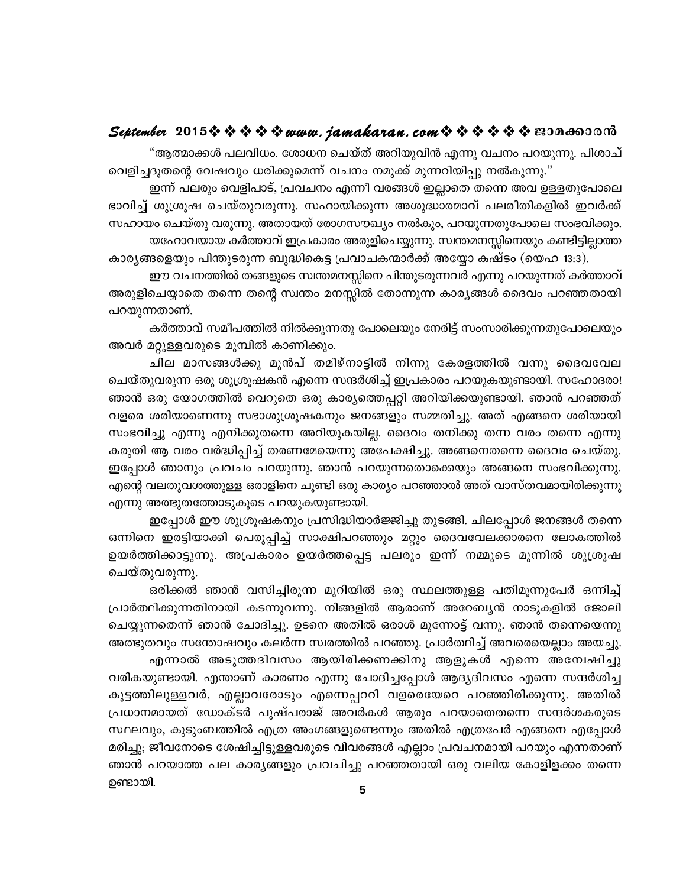"ആത്മാക്കൾ പലവിധം. ശോധന ചെയ്ത് അറിയുവിൻ എന്നു വചനം പറയുന്നു. പിശാച് വെളിച്ചദൂതന്റെ വേഷവും ധരിക്കുമെന്ന് വചനം നമുക്ക് മുന്നറിയിപ്പു നൽകുന്നു."

ഇന്ന് പലരും വെളിപാട്, പ്രവചനം എന്നീ വരങ്ങൾ ഇല്ലാതെ തന്നെ അവ ഉള്ളതുപോലെ ഭാവിച്ച് ശുശ്രൂഷ ചെയ്തുവരുന്നു. സഹായിക്കുന്ന അശുദ്ധാത്മാവ് പലരീതികളിൽ ഇവർക്ക് സഹായം ചെയ്തു വരുന്നു. അതായത് രോഗസൗഖ്യം നൽകും, പറയുന്നതുപോലെ സംഭവിക്കും.

യഹോവയായ കർത്താവ് ഇപ്രകാരം അരുളിചെയ്യുന്നു. സ്വന്തമനസ്സിനെയും കണ്ടിട്ടില്ലാത്ത കാര്യങ്ങളെയും പിന്തുടരുന്ന ബുദ്ധികെട്ട പ്രവാചകന്മാർക്ക് അയ്യോ കഷ്ടം (യെഹ 13:3).

ഈ വചനത്തിൽ തങ്ങളുടെ സ്വന്തമനസ്സിനെ പിന്തുടരുന്നവർ എന്നു പറയുന്നത് കർത്താവ് അരുളിചെയ്യാതെ തന്നെ തന്റെ സ്വന്തം മനസ്സിൽ തോന്നുന്ന കാര്യങ്ങൾ ദൈവം പറഞ്ഞതായി പറയുന്നതാണ്.

കർത്താവ് സമീപത്തിൽ നിൽക്കുന്നതു പോലെയും നേരിട്ട് സംസാരിക്കുന്നതുപോലെയും അവർ മറ്റുള്ളവരുടെ മുമ്പിൽ കാണിക്കും.

ചില മാസങ്ങൾക്കു മുൻപ് തമിഴ്നാട്ടിൽ നിന്നു കേരളത്തിൽ വന്നു ദൈവവേല ചെയ്തുവരുന്ന ഒരു ശുശ്രൂഷകൻ എന്നെ സന്ദർശിച്ച് ഇപ്രകാരം പറയുകയുണ്ടായി. സഹോദരാ! ഞാൻ ഒരു യോഗത്തിൽ വെറുതെ ഒരു കാര്യത്തെപ്പറ്റി അറിയിക്കയുണ്ടായി. ഞാൻ പറഞ്ഞത് വളരെ ശരിയാണെന്നു സഭാശുശ്രൂഷകനും ജനങ്ങളും സമ്മതിച്ചു. അത് എങ്ങനെ ശരിയായി സംഭവിച്ചു എന്നു എനിക്കുതന്നെ അറിയുകയില്ല. ദൈവം തനിക്കു തന്ന വരം തന്നെ എന്നു കരുതി ആ വരം വർദ്ധിപ്പിച്ച് തരണമേയെന്നു അപേക്ഷിച്ചു. അങ്ങനെതന്നെ ദൈവം ചെയ്തു. ഇപ്പോൾ ഞാനും പ്രവചം പറയുന്നു. ഞാൻ പറയുന്നതൊക്കെയും അങ്ങനെ സംഭവിക്കുന്നു. എന്റെ വലതുവശത്തുള്ള ഒരാളിനെ ചൂണ്ടി ഒരു കാര്യം പറഞ്ഞാൽ അത് വാസ്തവമായിരിക്കുന്നു എന്നു അത്ഭുതത്തോടുകൂടെ പറയുകയുണ്ടായി.

ഇപ്പോൾ ഈ ശുശ്രൂഷകനും പ്രസിദ്ധിയാർജ്ജിച്ചു തുടങ്ങി. ചിലപ്പോൾ ജനങ്ങൾ തന്നെ ഒന്നിനെ ഇരട്ടിയാക്കി പെരുപ്പിച്ച് സാക്ഷിപറഞ്ഞും മറ്റും ദൈവവേലക്കാരനെ ലോകത്തിൽ ഉയർത്തിക്കാട്ടുന്നു. അപ്രകാരം ഉയർത്തപ്പെട്ട പലരും ഇന്ന് നമ്മുടെ മുന്നിൽ ശുശ്രൂഷ ചെയ്തുവരുന്നു.

ഒരിക്കൽ ഞാൻ വസിച്ചിരുന്ന മുറിയിൽ ഒരു സ്ഥലത്തുള്ള പതിമൂന്നുപേർ ഒന്നിച്ച് പ്രാർത്ഥിക്കുന്നതിനായി കടന്നുവന്നു. നിങ്ങളിൽ ആരാണ് അറേബ്യൻ നാടുകളിൽ ജോലി ചെയ്യുന്നതെന്ന് ഞാൻ ചോദിച്ചു. ഉടനെ അതിൽ ഒരാൾ മുന്നോട്ട് വന്നു. ഞാൻ തന്നെയെന്നു അത്ഭുതവും സന്തോഷവും കലർന്ന സ്വരത്തിൽ പറഞ്ഞു. പ്രാർത്ഥിച്ച് അവരെയെല്ലാം അയച്ചു.

എന്നാൽ അടുത്തദിവസം ആയിരിക്കണക്കിനു ആളുകൾ എന്നെ അന്വേഷിച്ചു വരികയുണ്ടായി. എന്താണ് കാരണം എന്നു ചോദിച്ചപ്പോൾ ആദ്യദിവസം എന്നെ സന്ദർശിച്ച കൂട്ടത്തിലുള്ളവർ, എല്ലാവരോടും എന്നെപ്പററി വളരെയേറെ പറഞ്ഞിരിക്കുന്നു. അതിൽ പ്രധാനമായത് ഡോക്ടർ പുഷ്പരാജ് അവർകൾ ആരും പറയാതെതന്നെ സന്ദർശകരുടെ സ്ഥലവും, കുടുംബത്തിൽ എത്ര അംഗങ്ങളുണ്ടെന്നും അതിൽ എത്രപേർ എങ്ങനെ എപ്പോൾ മരിച്ചു; ജീവനോടെ ശേഷിച്ചിട്ടുള്ളവരുടെ വിവരങ്ങൾ എല്ലാം പ്രവചനമായി പറയും എന്നതാണ് ഞാൻ പറയാത്ത പല കാര്യങ്ങളും പ്രവചിച്ചു പറഞ്ഞതായി ഒരു വലിയ കോളിളക്കം തന്നെ ഉണ്ടായി.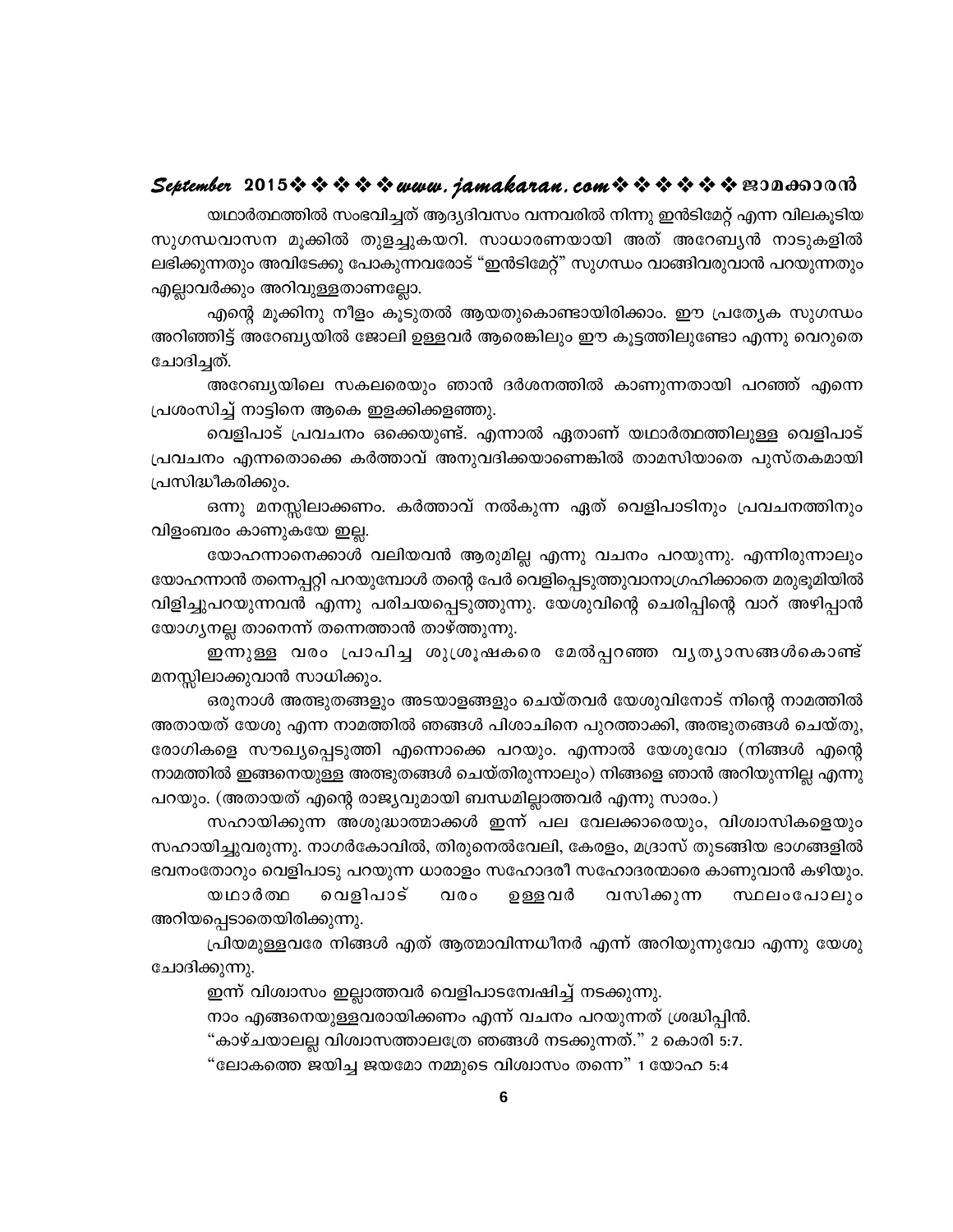യഥാർത്ഥത്തിൽ സംഭവിച്ചത് ആദ്യദിവസം വന്നവരിൽ നിന്നു ഇൻടിമേറ്റ് എന്ന വിലകൂടിയ സുഗന്ധവാസന മൂക്കിൽ തുളച്ചുകയറി. സാധാരണയായി അത് അറേബ്യൻ നാടുകളിൽ ലഭിക്കുന്നതും അവിടേക്കു പോകുന്നവരോട് "ഇൻടിമേറ്റ്" സുഗന്ധം വാങ്ങിവരുവാൻ പറയുന്നതും എല്ലാവർക്കും അറിവുള്ളതാണല്ലോ.

എന്റെ മൂക്കിനു നീളം കൂടുതൽ ആയതുകൊണ്ടായിരിക്കാം. ഈ പ്രത്യേക സുഗന്ധം അറിഞ്ഞിട്ട് അറേബ്യയിൽ ജോലി ഉള്ളവർ ആരെങ്കിലും ഈ കൂട്ടത്തിലുണ്ടോ എന്നു വെറുതെ ചോദിച്ചത്.

അറേബ്യയിലെ സകലരെയും ഞാൻ ദർശനത്തിൽ കാണുന്നതായി പറഞ്ഞ് എന്നെ പ്രശംസിച്ച് നാട്ടിനെ ആകെ ഇളക്കിക്കളഞ്ഞു.

വെളിപാട് പ്രവചനം ഒക്കെയുണ്ട്. എന്നാൽ ഏതാണ് യഥാർത്ഥത്തിലുള്ള വെളിപാട് പ്രവചനം എന്നതൊക്കെ കർത്താവ് അനുവദിക്കയാണെങ്കിൽ താമസിയാതെ പുസ്തകമായി പ്രസിദ്ധീകരിക്കും.

ഒന്നു മനസ്സിലാക്കണം. കർത്താവ് നൽകുന്ന ഏത് വെളിപാടിനും പ്രവചനത്തിനും വിളംബരം കാണുകയേ ഇല്ല.

യോഹന്നാനെക്കാൾ വലിയവൻ ആരുമില്ല എന്നു വചനം പറയുന്നു. എന്നിരുന്നാലും യോഹന്നാൻ തന്നെപ്പറ്റി പറയുമ്പോൾ തന്റെ പേർ വെളിപ്പെടുത്തുവാനാഗ്രഹിക്കാതെ മരുഭൂമിയിൽ വിളിച്ചുപറയുന്നവൻ എന്നു പരിചയപ്പെടുത്തുന്നു. യേശുവിന്റെ ചെരിപ്പിന്റെ വാറ് അഴിപ്പാൻ യോഗ്യനല്ല താനെന്ന് തന്നെത്താൻ താഴ്ത്തുന്നു.

ഇന്നുള്ള വരം പ്രാപിച്ച ശുശ്രൂഷകരെ മേൽപ്പറഞ്ഞ വ്യത്യാസങ്ങൾകൊണ്ട് മനസ്സിലാക്കുവാൻ സാധിക്കും.

ഒരുനാൾ അത്ഭുതങ്ങളും അടയാളങ്ങളും ചെയ്തവർ യേശുവിനോട് നിന്റെ നാമത്തിൽ അതായത് യേശു എന്ന നാമത്തിൽ ഞങ്ങൾ പിശാചിനെ പുറത്താക്കി, അത്ഭുതങ്ങൾ ചെയ്തു, രോഗികളെ സൗഖ്യപ്പെടുത്തി എന്നൊക്കെ പറയും. എന്നാൽ യേശുവോ (നിങ്ങൾ എന്റെ നാമത്തിൽ ഇങ്ങനെയുള്ള അത്ഭുതങ്ങൾ ചെയ്തിരുന്നാലും) നിങ്ങളെ ഞാൻ അറിയുന്നില്ല എന്നു പറയും. (അതായത് എന്റെ രാജ്യവുമായി ബന്ധമില്ലാത്തവർ എന്നു സാരം.)

സഹായിക്കുന്ന അശുദ്ധാത്മാക്കൾ ഇന്ന് പല വേലക്കാരെയും, വിശ്വാസികളെയും സഹായിച്ചുവരുന്നു. നാഗർകോവിൽ, തിരുനെൽവേലി, കേരളം, മദ്രാസ് തുടങ്ങിയ ഭാഗങ്ങളിൽ ഭവനംതോറും വെളിപാടു പറയുന്ന ധാരാളം സഹോദരീ സഹോദരന്മാരെ കാണുവാൻ കഴിയും.

യഥാർത്ഥ വെളിപാട് വരം ഉള്ളവർ വസിക്കുന്ന സ്ഥലംപോലും അറിയപ്പെടാതെയിരിക്കുന്നു.

പ്രിയമുള്ളവരേ നിങ്ങൾ എത് ആത്മാവിന്നധീനർ എന്ന് അറിയുന്നുവോ എന്നു യേശു ചോദിക്കുന്നു.

ഇന്ന് വിശ്വാസം ഇല്ലാത്തവർ വെളിപാടന്വേഷിച്ച് നടക്കുന്നു.

നാം എങ്ങനെയുള്ളവരായിക്കണം എന്ന് വചനം പറയുന്നത് ശ്രദ്ധിപ്പിൻ.

"കാഴ്ചയാലല്ല വിശ്വാസത്താലത്രേ ഞങ്ങൾ നടക്കുന്നത്." 2 കൊരി 5:7.

"ലോകത്തെ ജയിച്ച ജയമോ നമ്മുടെ വിശ്വാസം തന്നെ" 1 യോഹ 5:4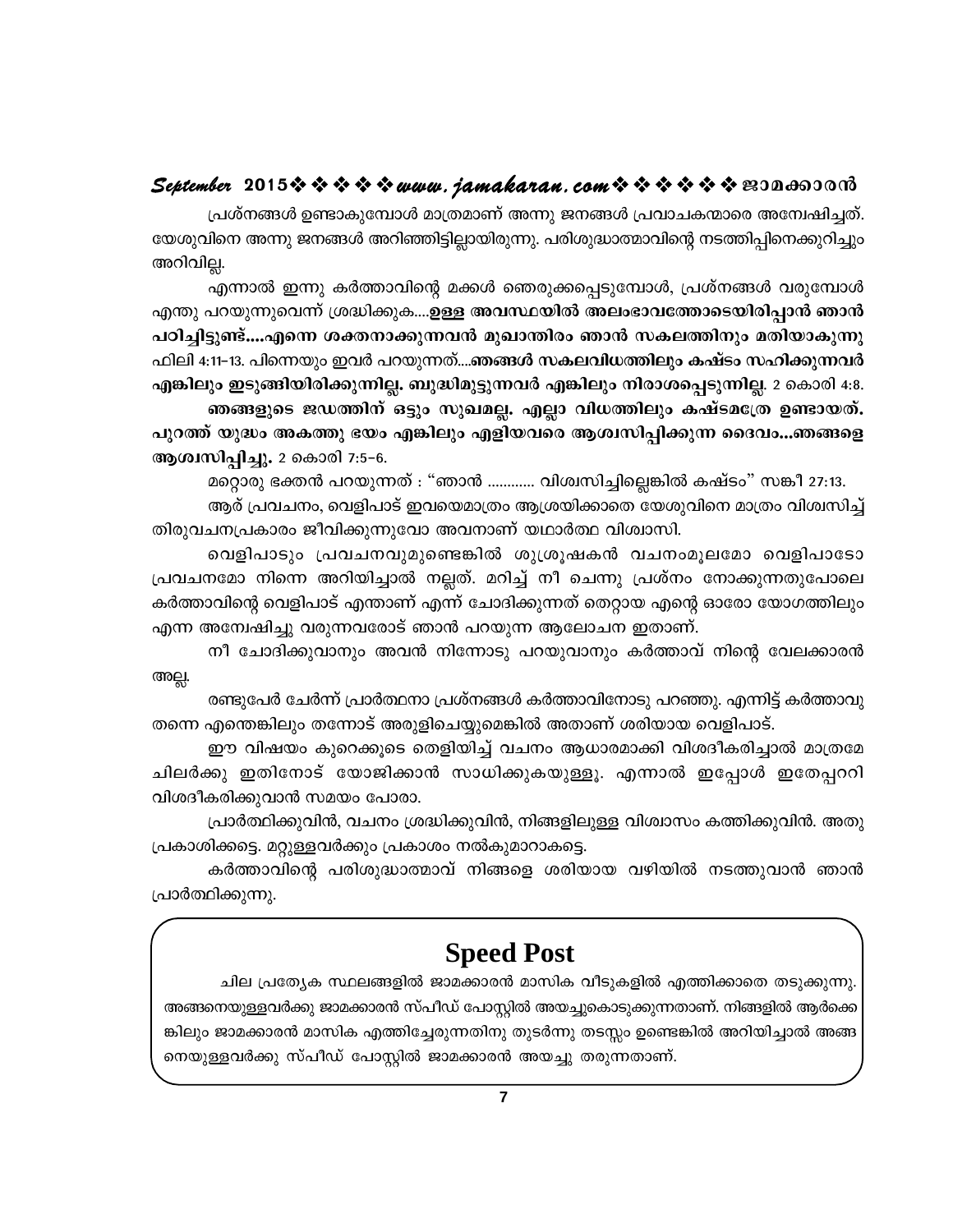പ്രശ്നങ്ങൾ ഉണ്ടാകുമ്പോൾ മാത്രമാണ് അന്നു ജനങ്ങൾ പ്രവാചകന്മാരെ അന്വേഷിച്ചത്. യേശുവിനെ അന്നു ജനങ്ങൾ അറിഞ്ഞിട്ടില്ലായിരുന്നു. പരിശുദ്ധാത്മാവിന്റെ നടത്തിപ്പിനെക്കുറിച്ചും അറിവില്ല.

എന്നാൽ ഇന്നു കർത്താവിന്റെ മക്കൾ ഞെരുക്കപ്പെടുമ്പോൾ, പ്രശ്നങ്ങൾ വരുമ്പോൾ എന്തു പറയുന്നുവെന്ന് ശ്രദ്ധിക്കുക....**ഉള്ള അവസ്ഥയിൽ അലംഭാവത്തോടെയിരിപ്പാൻ ഞാൻ പഠിച്ചിട്ടുണ്ട്....എന്നെ ശക്തനാക്കുന്നവൻ മുഖാന്തിരം ഞാൻ സകലത്തിനും മതിയാകുന്നു** ഫിലി 4:11-13. പിന്നെയും ഇവർ പറയുന്നത്....**ഞങ്ങൾ സകലവിധത്തിലും കഷ്ടം സഹിക്കുന്നവർ എങ്കിലും ഇടുങ്ങിയിരിക്കുന്നില്ല. ബുദ്ധിമുട്ടുന്നവർ എങ്കിലും നിരാശപ്പെടുന്നില്ല**. 2 കൊരി 4:8. **ഞങ്ങളുടെ ജഡത്തിന് ഒട്ടും സുഖമല്ല. എല്ലാ വിധത്തിലും കഷ്ടമത്രേ ഉണ്ടായത്. പുറത്ത് യുദ്ധം അകത്തു ഭയം എങ്കിലും എളിയവരെ ആശ്വസിപ്പിക്കുന്ന ദൈവം...ഞങ്ങളെ ആശ്വസിപ്പിച്ചു.** 2 കൊരി 7:5-6.

മറ്റൊരു ഭക്തൻ പറയുന്നത് : "ഞാൻ ............ വിശ്വസിച്ചില്ലെങ്കിൽ കഷ്ടം" സങ്കീ 27:13.

ആര് പ്രവചനം, വെളിപാട് ഇവയെമാത്രം ആശ്രയിക്കാതെ യേശുവിനെ മാത്രം വിശ്വസിച്ച് തിരുവചനപ്രകാരം ജീവിക്കുന്നുവോ അവനാണ് യഥാർത്ഥ വിശ്വാസി.

വെളിപാടും പ്രവചനവുമുണ്ടെങ്കിൽ ശുശ്രൂഷകൻ വചനംമൂലമോ വെളിപാടോ പ്രവചനമോ നിന്നെ അറിയിച്ചാൽ നല്ലത്. മറിച്ച് നീ ചെന്നു പ്രശ്നം നോക്കുന്നതുപോലെ കർത്താവിന്റെ വെളിപാട് എന്താണ് എന്ന് ചോദിക്കുന്നത് തെറ്റായ എന്റെ ഓരോ യോഗത്തിലും എന്ന അന്വേഷിച്ചു വരുന്നവരോട് ഞാൻ പറയുന്ന ആലോചന ഇതാണ്.

നീ ചോദിക്കുവാനും അവൻ നിന്നോടു പറയുവാനും കർത്താവ് നിന്റെ വേലക്കാരൻ അല്ല.

രണ്ടുപേർ ചേർന്ന് പ്രാർത്ഥനാ പ്രശ്നങ്ങൾ കർത്താവിനോടു പറഞ്ഞു. എന്നിട്ട് കർത്താവു തന്നെ എന്തെങ്കിലും തന്നോട് അരുളിചെയ്യുമെങ്കിൽ അതാണ് ശരിയായ വെളിപാട്.

ഈ വിഷയം കുറെക്കൂടെ തെളിയിച്ച് വചനം ആധാരമാക്കി വിശദീകരിച്ചാൽ മാത്രമേ ചിലർക്കു ഇതിനോട് യോജിക്കാൻ സാധിക്കുകയുള്ളൂ. എന്നാൽ ഇപ്പോൾ ഇതേപ്പററി വിശദീകരിക്കുവാൻ സമയം പോരാ.

പ്രാർത്ഥിക്കുവിൻ, വചനം ശ്രദ്ധിക്കുവിൻ, നിങ്ങളിലുള്ള വിശ്വാസം കത്തിക്കുവിൻ. അതു പ്രകാശിക്കട്ടെ. മറ്റുള്ളവർക്കും പ്രകാശം നൽകുമാറാകട്ടെ.

കർത്താവിന്റെ പരിശുദ്ധാത്മാവ് നിങ്ങളെ ശരിയായ വഴിയിൽ നടത്തുവാൻ ഞാൻ പ്രാർത്ഥിക്കുന്നു.

## Speed Post

ചില പ്രത്യേക സ്ഥലങ്ങളിൽ ജാമക്കാരൻ മാസിക വീടുകളിൽ എത്തിക്കാതെ തടുക്കുന്നു. അങ്ങനെയുള്ളവർക്കു ജാമക്കാരൻ സ്പീഡ് പോസ്റ്റിൽ അയച്ചുകൊടുക്കുന്നതാണ്. നിങ്ങളിൽ ആർക്കെങ്കിലും ജാമക്കാരൻ മാസിക എത്തിച്ചേരുന്നതിനു തുടർന്നു തടസ്സം ഉണ്ടെങ്കിൽ അറിയിച്ചാൽ അങ്ങനെയുള്ളവർക്കു സ്പീഡ് പോസ്റ്റിൽ ജാമക്കാരൻ അയച്ചു തരുന്നതാണ്.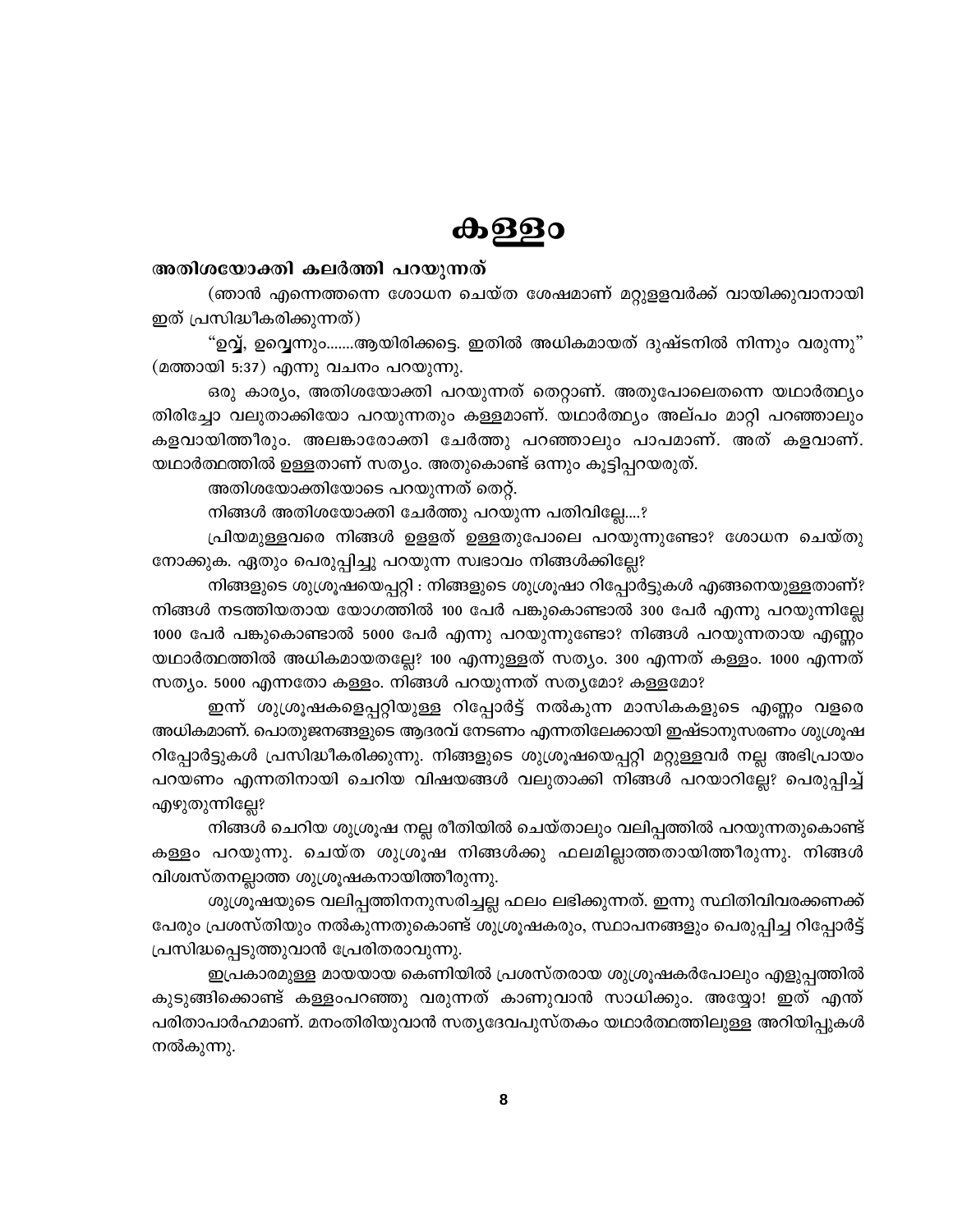# കള്ളം

**അതിശയോക്തി കലർത്തി പറയുന്നത്**

(ഞാൻ എന്നെത്തന്നെ ശോധന ചെയ്ത ശേഷമാണ് മറ്റുള്ളവർക്ക് വായിക്കുവാനായി ഇത് പ്രസിദ്ധീകരിക്കുന്നത്)

"ഉവ്വ്, ഉവ്വെന്നും.......ആയിരിക്കട്ടെ. ഇതിൽ അധികമായത് ദുഷ്ടനിൽ നിന്നും വരുന്നു" (മത്തായി 5:37) എന്നു വചനം പറയുന്നു.

ഒരു കാര്യം, അതിശയോക്തി പറയുന്നത് തെറ്റാണ്. അതുപോലെതന്നെ യഥാർത്ഥ്യം തിരിച്ചോ വലുതാക്കിയോ പറയുന്നതും കള്ളമാണ്. യഥാർത്ഥ്യം അല്പം മാറ്റി പറഞ്ഞാലും കളവായിത്തീരും. അലങ്കാരോക്തി ചേർത്തു പറഞ്ഞാലും പാപമാണ്. അത് കളവാണ്. യഥാർത്ഥത്തിൽ ഉള്ളതാണ് സത്യം. അതുകൊണ്ട് ഒന്നും കൂട്ടിപ്പറയരുത്.

അതിശയോക്തിയോടെ പറയുന്നത് തെറ്റ്.

നിങ്ങൾ അതിശയോക്തി ചേർത്തു പറയുന്ന പതിവില്ലേ....?

പ്രിയമുള്ളവരെ നിങ്ങൾ ഉള്ളത് ഉള്ളതുപോലെ പറയുന്നുണ്ടോ? ശോധന ചെയ്തു നോക്കുക. ഏതും പെരുപ്പിച്ചു പറയുന്ന സ്വഭാവം നിങ്ങൾക്കില്ലേ?

നിങ്ങളുടെ ശുശ്രൂഷയെപ്പറ്റി : നിങ്ങളുടെ ശുശ്രൂഷാ റിപ്പോർട്ടുകൾ എങ്ങനെയുള്ളതാണ്? നിങ്ങൾ നടത്തിയതായ യോഗത്തിൽ 100 പേർ പങ്കുകൊണ്ടാൽ 300 പേർ എന്നു പറയുന്നില്ലേ 1000 പേർ പങ്കുകൊണ്ടാൽ 5000 പേർ എന്നു പറയുന്നുണ്ടോ? നിങ്ങൾ പറയുന്നതായ എണ്ണം യഥാർത്ഥത്തിൽ അധികമായതല്ലേ? 100 എന്നുള്ളത് സത്യം. 300 എന്നത് കള്ളം. 1000 എന്നത് സത്യം. 5000 എന്നതോ കള്ളം. നിങ്ങൾ പറയുന്നത് സത്യമോ? കള്ളമോ?

ഇന്ന് ശുശ്രൂഷകളെപ്പറ്റിയുള്ള റിപ്പോർട്ട് നൽകുന്ന മാസികകളുടെ എണ്ണം വളരെ അധികമാണ്. പൊതുജനങ്ങളുടെ ആദരവ് നേടണം എന്നതിലേക്കായി ഇഷ്ടാനുസരണം ശുശ്രൂഷ റിപ്പോർട്ടുകൾ പ്രസിദ്ധീകരിക്കുന്നു. നിങ്ങളുടെ ശുശ്രൂഷയെപ്പറ്റി മറ്റുള്ളവർ നല്ല അഭിപ്രായം പറയണം എന്നതിനായി ചെറിയ വിഷയങ്ങൾ വലുതാക്കി നിങ്ങൾ പറയാറില്ലേ? പെരുപ്പിച്ച് എഴുതുന്നില്ലേ?

നിങ്ങൾ ചെറിയ ശുശ്രൂഷ നല്ല രീതിയിൽ ചെയ്താലും വലിപ്പത്തിൽ പറയുന്നതുകൊണ്ട് കള്ളം പറയുന്നു. ചെയ്ത ശുശ്രൂഷ നിങ്ങൾക്കു ഫലമില്ലാത്തതായിത്തീരുന്നു. നിങ്ങൾ വിശ്വസ്തനല്ലാത്ത ശുശ്രൂഷകനായിത്തീരുന്നു.

ശുശ്രൂഷയുടെ വലിപ്പത്തിനനുസരിച്ചല്ല ഫലം ലഭിക്കുന്നത്. ഇന്നു സ്ഥിതിവിവരക്കണക്ക് പേരും പ്രശസ്തിയും നൽകുന്നതുകൊണ്ട് ശുശ്രൂഷകരും, സ്ഥാപനങ്ങളും പെരുപ്പിച്ച റിപ്പോർട്ട് പ്രസിദ്ധപ്പെടുത്തുവാൻ പ്രേരിതരാവുന്നു.

ഇപ്രകാരമുള്ള മായയായ കെണിയിൽ പ്രശസ്തരായ ശുശ്രൂഷകർപോലും എളുപ്പത്തിൽ കുടുങ്ങിക്കൊണ്ട് കള്ളംപറഞ്ഞു വരുന്നത് കാണുവാൻ സാധിക്കും. അയ്യോ! ഇത് എന്ത് പരിതാപാർഹമാണ്. മനംതിരിയുവാൻ സത്യദേവപുസ്തകം യഥാർത്ഥത്തിലുള്ള അറിയിപ്പുകൾ നൽകുന്നു.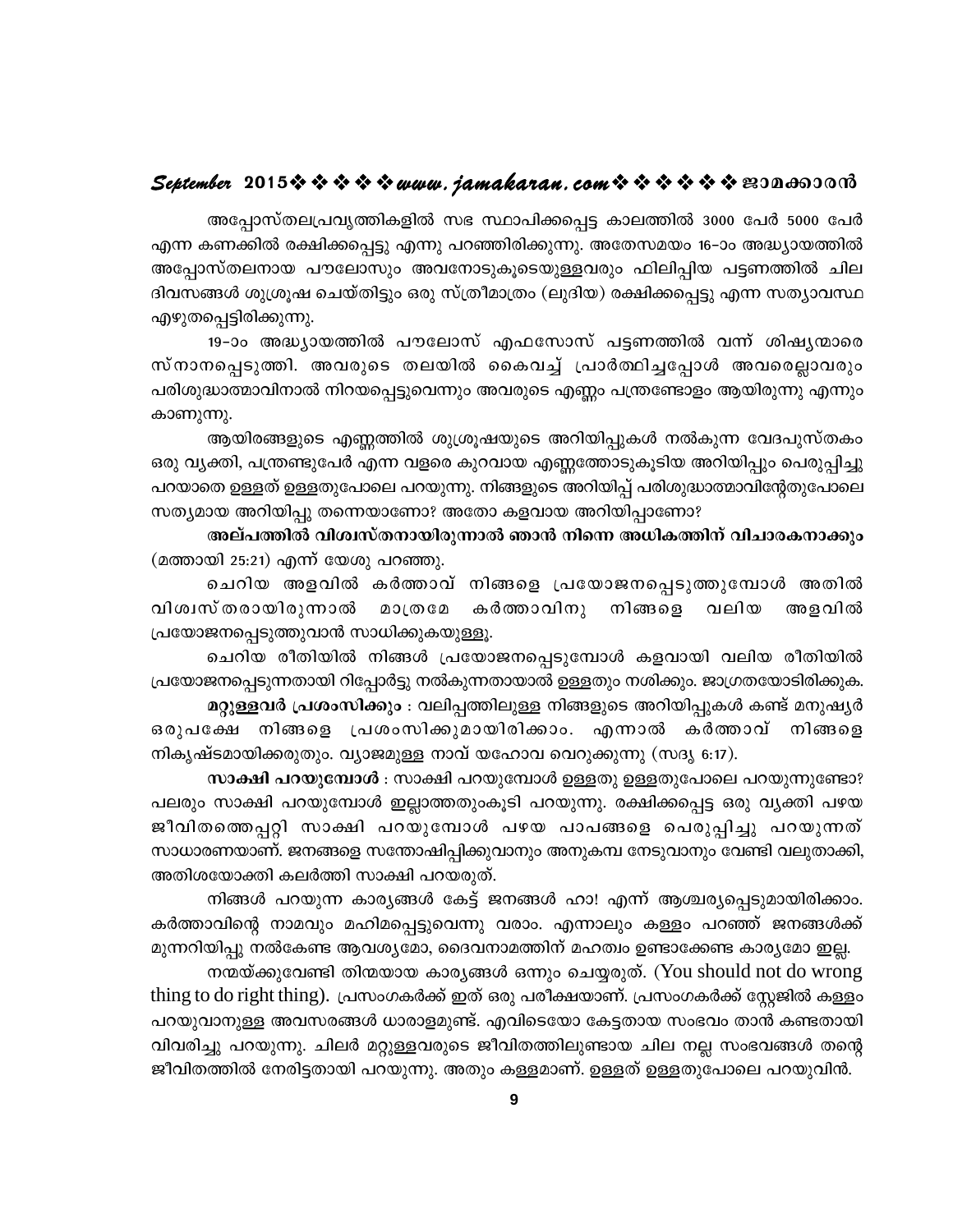അപ്പോസ്തലപ്രവൃത്തികളിൽ സഭ സ്ഥാപിക്കപ്പെട്ട കാലത്തിൽ 3000 പേർ 5000 പേർ എന്ന കണക്കിൽ രക്ഷിക്കപ്പെട്ടു എന്നു പറഞ്ഞിരിക്കുന്നു. അതേസമയം 16-ാം അദ്ധ്യായത്തിൽ അപ്പോസ്തലനായ പൗലോസും അവനോടുകൂടെയുള്ളവരും ഫിലിപ്പിയ പട്ടണത്തിൽ ചില ദിവസങ്ങൾ ശുശ്രൂഷ ചെയ്തിട്ടും ഒരു സ്ത്രീമാത്രം (ലുദിയ) രക്ഷിക്കപ്പെട്ടു എന്ന സത്യാവസ്ഥ എഴുതപ്പെട്ടിരിക്കുന്നു.

19-ാം അദ്ധ്യായത്തിൽ പൗലോസ് എഫസോസ് പട്ടണത്തിൽ വന്ന് ശിഷ്യന്മാരെ സ്നാനപ്പെടുത്തി. അവരുടെ തലയിൽ കൈവച്ച് പ്രാർത്ഥിച്ചപ്പോൾ അവരെല്ലാവരും പരിശുദ്ധാത്മാവിനാൽ നിറയപ്പെട്ടുവെന്നും അവരുടെ എണ്ണം പന്ത്രണ്ടോളം ആയിരുന്നു എന്നും കാണുന്നു.

ആയിരങ്ങളുടെ എണ്ണത്തിൽ ശുശ്രൂഷയുടെ അറിയിപ്പുകൾ നൽകുന്ന വേദപുസ്തകം ഒരു വ്യക്തി, പന്ത്രണ്ടുപേർ എന്ന വളരെ കുറവായ എണ്ണത്തോടുകൂടിയ അറിയിപ്പും പെരുപ്പിച്ചു പറയാതെ ഉള്ളത് ഉള്ളതുപോലെ പറയുന്നു. നിങ്ങളുടെ അറിയിപ്പ് പരിശുദ്ധാത്മാവിന്റേതുപോലെ സത്യമായ അറിയിപ്പു തന്നെയാണോ? അതോ കളവായ അറിയിപ്പാണോ?

**അല്പത്തിൽ വിശ്വസ്തനായിരുന്നാൽ ഞാൻ നിന്നെ അധികത്തിന് വിചാരകനാക്കും** (മത്തായി 25:21) എന്ന് യേശു പറഞ്ഞു.

ചെറിയ അളവിൽ കർത്താവ് നിങ്ങളെ പ്രയോജനപ്പെടുത്തുമ്പോൾ അതിൽ വിശ്വസ്തരായിരുന്നാൽ മാത്രമേ കർത്താവിനു നിങ്ങളെ വലിയ അളവിൽ പ്രയോജനപ്പെടുത്തുവാൻ സാധിക്കുകയുള്ളൂ.

ചെറിയ രീതിയിൽ നിങ്ങൾ പ്രയോജനപ്പെടുമ്പോൾ കളവായി വലിയ രീതിയിൽ പ്രയോജനപ്പെടുന്നതായി റിപ്പോർട്ടു നൽകുന്നതായാൽ ഉള്ളതും നശിക്കും. ജാഗ്രതയോടിരിക്കുക.

**മറ്റുള്ളവർ പ്രശംസിക്കും** : വലിപ്പത്തിലുള്ള നിങ്ങളുടെ അറിയിപ്പുകൾ കണ്ട് മനുഷ്യർ ഒരുപക്ഷേ നിങ്ങളെ പ്രശംസിക്കുമായിരിക്കാം. എന്നാൽ കർത്താവ് നിങ്ങളെ നികൃഷ്ടമായിക്കരുതും. വ്യാജമുള്ള നാവ് യഹോവ വെറുക്കുന്നു (സദൃ 6:17).

**സാക്ഷി പറയുമ്പോൾ** : സാക്ഷി പറയുമ്പോൾ ഉള്ളതു ഉള്ളതുപോലെ പറയുന്നുണ്ടോ? പലരും സാക്ഷി പറയുമ്പോൾ ഇല്ലാത്തതുംകൂടി പറയുന്നു. രക്ഷിക്കപ്പെട്ട ഒരു വ്യക്തി പഴയ ജീവിതത്തെപ്പറ്റി സാക്ഷി പറയുമ്പോൾ പഴയ പാപങ്ങളെ പെരുപ്പിച്ചു പറയുന്നത് സാധാരണയാണ്. ജനങ്ങളെ സന്തോഷിപ്പിക്കുവാനും അനുകമ്പ നേടുവാനും വേണ്ടി വലുതാക്കി, അതിശയോക്തി കലർത്തി സാക്ഷി പറയരുത്.

നിങ്ങൾ പറയുന്ന കാര്യങ്ങൾ കേട്ട് ജനങ്ങൾ ഹാ! എന്ന് ആശ്ചര്യപ്പെടുമായിരിക്കാം. കർത്താവിന്റെ നാമവും മഹിമപ്പെട്ടുവെന്നു വരാം. എന്നാലും കള്ളം പറഞ്ഞ് ജനങ്ങൾക്ക് മുന്നറിയിപ്പു നൽകേണ്ട ആവശ്യമോ, ദൈവനാമത്തിന് മഹത്വം ഉണ്ടാക്കേണ്ട കാര്യമോ ഇല്ല.

നന്മയ്ക്കുവേണ്ടി തിന്മയായ കാര്യങ്ങൾ ഒന്നും ചെയ്യരുത്. (You should not do wrong thing to do right thing). പ്രസംഗകർക്ക് ഇത് ഒരു പരീക്ഷയാണ്. പ്രസംഗകർക്ക് സ്റ്റേജിൽ കള്ളം പറയുവാനുള്ള അവസരങ്ങൾ ധാരാളമുണ്ട്. എവിടെയോ കേട്ടതായ സംഭവം താൻ കണ്ടതായി വിവരിച്ചു പറയുന്നു. ചിലർ മറ്റുള്ളവരുടെ ജീവിതത്തിലുണ്ടായ ചില നല്ല സംഭവങ്ങൾ തന്റെ ജീവിതത്തിൽ നേരിട്ടതായി പറയുന്നു. അതും കള്ളമാണ്. ഉള്ളത് ഉള്ളതുപോലെ പറയുവിൻ.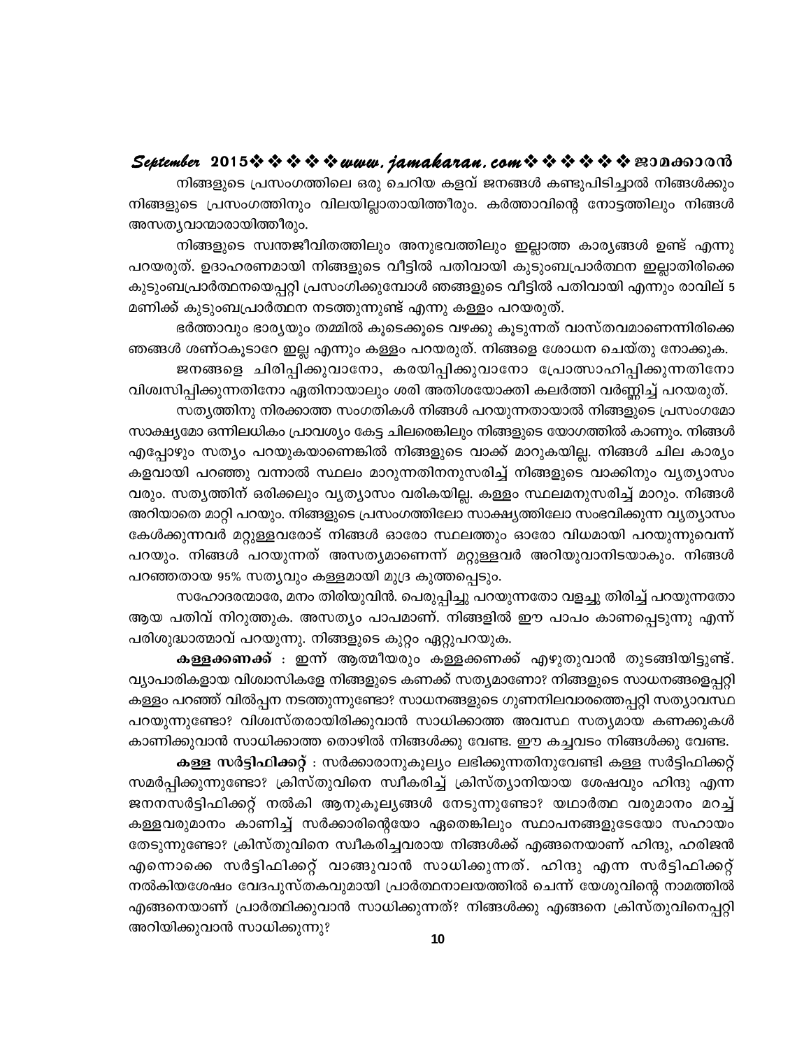നിങ്ങളുടെ പ്രസംഗത്തിലെ ഒരു ചെറിയ കളവ് ജനങ്ങൾ കണ്ടുപിടിച്ചാൽ നിങ്ങൾക്കും നിങ്ങളുടെ പ്രസംഗത്തിനും വിലയില്ലാതായിത്തീരും. കർത്താവിന്റെ നോട്ടത്തിലും നിങ്ങൾ അസത്യവാന്മാരായിത്തീരും.

നിങ്ങളുടെ സ്വന്തജീവിതത്തിലും അനുഭവത്തിലും ഇല്ലാത്ത കാര്യങ്ങൾ ഉണ്ട് എന്നു പറയരുത്. ഉദാഹരണമായി നിങ്ങളുടെ വീട്ടിൽ പതിവായി കുടുംബപ്രാർത്ഥന ഇല്ലാതിരിക്കെ കുടുംബപ്രാർത്ഥനയെപ്പറ്റി പ്രസംഗിക്കുമ്പോൾ ഞങ്ങളുടെ വീട്ടിൽ പതിവായി എന്നും രാവില് 5 മണിക്ക് കുടുംബപ്രാർത്ഥന നടത്തുന്നുണ്ട് എന്നു കള്ളം പറയരുത്.

ഭർത്താവും ഭാര്യയും തമ്മിൽ കൂടെക്കൂടെ വഴക്കു കൂടുന്നത് വാസ്തവമാണെന്നിരിക്കെ ഞങ്ങൾ ശണ്ഠകൂടാറേ ഇല്ല എന്നും കള്ളം പറയരുത്. നിങ്ങളെ ശോധന ചെയ്തു നോക്കുക.

ജനങ്ങളെ ചിരിപ്പിക്കുവാനോ, കരയിപ്പിക്കുവാനോ പ്രോത്സാഹിപ്പിക്കുന്നതിനോ വിശ്വസിപ്പിക്കുന്നതിനോ ഏതിനായാലും ശരി അതിശയോക്തി കലർത്തി വർണ്ണിച്ച് പറയരുത്.

സത്യത്തിനു നിരക്കാത്ത സംഗതികൾ നിങ്ങൾ പറയുന്നതായാൽ നിങ്ങളുടെ പ്രസംഗമോ സാക്ഷ്യമോ ഒന്നിലധികം പ്രാവശ്യം കേട്ട ചിലരെങ്കിലും നിങ്ങളുടെ യോഗത്തിൽ കാണും. നിങ്ങൾ എപ്പോഴും സത്യം പറയുകയാണെങ്കിൽ നിങ്ങളുടെ വാക്ക് മാറുകയില്ല. നിങ്ങൾ ചില കാര്യം കളവായി പറഞ്ഞു വന്നാൽ സ്ഥലം മാറുന്നതിനനുസരിച്ച് നിങ്ങളുടെ വാക്കിനും വ്യത്യാസം വരും. സത്യത്തിന് ഒരിക്കലും വ്യത്യാസം വരികയില്ല. കള്ളം സ്ഥലമനുസരിച്ച് മാറും. നിങ്ങൾ അറിയാതെ മാറ്റി പറയും. നിങ്ങളുടെ പ്രസംഗത്തിലോ സാക്ഷ്യത്തിലോ സംഭവിക്കുന്ന വ്യത്യാസം കേൾക്കുന്നവർ മറ്റുള്ളവരോട് നിങ്ങൾ ഓരോ സ്ഥലത്തും ഓരോ വിധമായി പറയുന്നുവെന്ന് പറയും. നിങ്ങൾ പറയുന്നത് അസത്യമാണെന്ന് മറ്റുള്ളവർ അറിയുവാനിടയാകും. നിങ്ങൾ പറഞ്ഞതായ 95% സത്യവും കള്ളമായി മുദ്ര കുത്തപ്പെടും.

സഹോദരന്മാരേ, മനം തിരിയുവിൻ. പെരുപ്പിച്ചു പറയുന്നതോ വളച്ചു തിരിച്ച് പറയുന്നതോ ആയ പതിവ് നിറുത്തുക. അസത്യം പാപമാണ്. നിങ്ങളിൽ ഈ പാപം കാണപ്പെടുന്നു എന്ന് പരിശുദ്ധാത്മാവ് പറയുന്നു. നിങ്ങളുടെ കുറ്റം ഏറ്റുപറയുക.

**കള്ളക്കണക്ക്** : ഇന്ന് ആത്മീയരും കള്ളക്കണക്ക് എഴുതുവാൻ തുടങ്ങിയിട്ടുണ്ട്. വ്യാപാരികളായ വിശ്വാസികളേ നിങ്ങളുടെ കണക്ക് സത്യമാണോ? നിങ്ങളുടെ സാധനങ്ങളെപ്പറ്റി കള്ളം പറഞ്ഞ് വിൽപന നടത്തുന്നുണ്ടോ? സാധനങ്ങളുടെ ഗുണനിലവാരത്തെപ്പറ്റി സത്യാവസ്ഥ പറയുന്നുണ്ടോ? വിശ്വസ്തരായിരിക്കുവാൻ സാധിക്കാത്ത അവസ്ഥ സത്യമായ കണക്കുകൾ കാണിക്കുവാൻ സാധിക്കാത്ത തൊഴിൽ നിങ്ങൾക്കു വേണ്ട. ഈ കച്ചവടം നിങ്ങൾക്കു വേണ്ട.

**കള്ള സർട്ടിഫിക്കറ്റ്** : സർക്കാരാനുകൂല്യം ലഭിക്കുന്നതിനുവേണ്ടി കള്ള സർട്ടിഫിക്കറ്റ് സമർപ്പിക്കുന്നുണ്ടോ? ക്രിസ്തുവിനെ സ്വീകരിച്ച് ക്രിസ്ത്യാനിയായ ശേഷവും ഹിന്ദു എന്ന ജനനസർട്ടിഫിക്കറ്റ് നൽകി ആനുകൂല്യങ്ങൾ നേടുന്നുണ്ടോ? യഥാർത്ഥ വരുമാനം മറച്ച് കള്ളവരുമാനം കാണിച്ച് സർക്കാരിന്റെയോ ഏതെങ്കിലും സ്ഥാപനങ്ങളുടേയോ സഹായം തേടുന്നുണ്ടോ? ക്രിസ്തുവിനെ സ്വീകരിച്ചവരായ നിങ്ങൾക്ക് എങ്ങനെയാണ് ഹിന്ദു, ഹരിജൻ എന്നൊക്കെ സർട്ടിഫിക്കറ്റ് വാങ്ങുവാൻ സാധിക്കുന്നത്. ഹിന്ദു എന്ന സർട്ടിഫിക്കറ്റ് നൽകിയശേഷം വേദപുസ്തകവുമായി പ്രാർത്ഥനാലയത്തിൽ ചെന്ന് യേശുവിന്റെ നാമത്തിൽ എങ്ങനെയാണ് പ്രാർത്ഥിക്കുവാൻ സാധിക്കുന്നത്? നിങ്ങൾക്കു എങ്ങനെ ക്രിസ്തുവിനെപ്പറ്റി അറിയിക്കുവാൻ സാധിക്കുന്നു?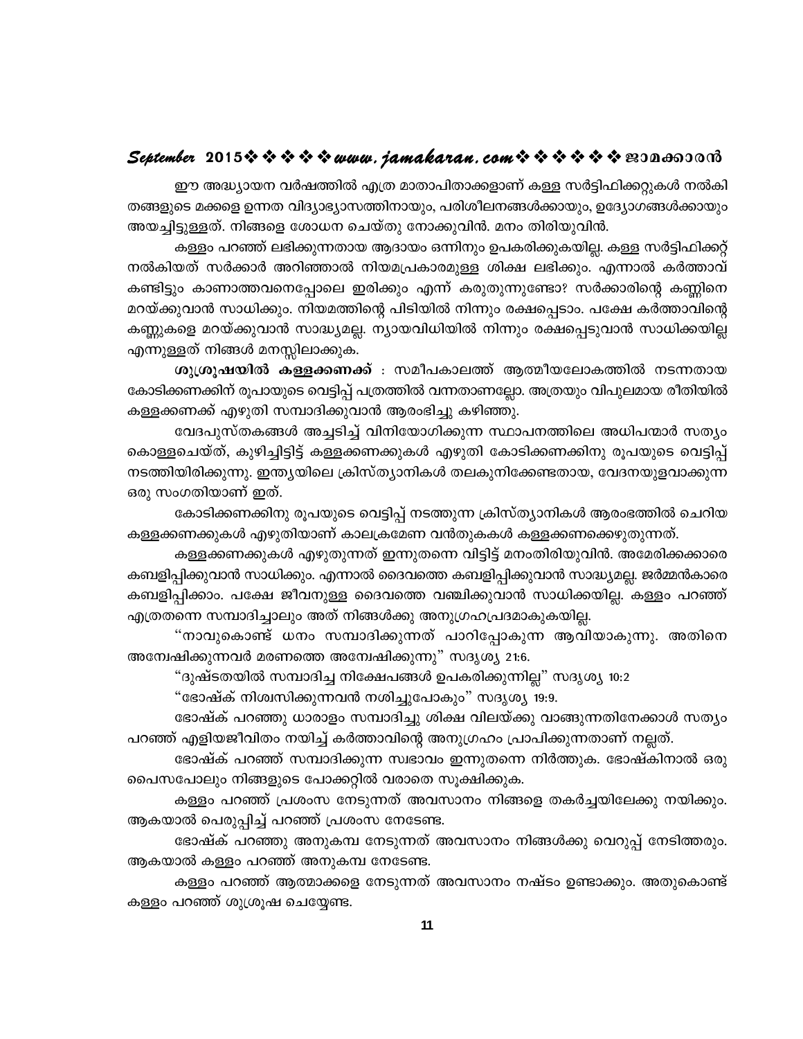ഈ അദ്ധ്യായന വർഷത്തിൽ എത്ര മാതാപിതാക്കളാണ് കള്ള സർട്ടിഫിക്കറ്റുകൾ നൽകി തങ്ങളുടെ മക്കളെ ഉന്നത വിദ്യാഭ്യാസത്തിനായും, പരിശീലനങ്ങൾക്കായും, ഉദ്യോഗങ്ങൾക്കായും അയച്ചിട്ടുള്ളത്. നിങ്ങളെ ശോധന ചെയ്തു നോക്കുവിൻ. മനം തിരിയുവിൻ.

കള്ളം പറഞ്ഞ് ലഭിക്കുന്നതായ ആദായം ഒന്നിനും ഉപകരിക്കുകയില്ല. കള്ള സർട്ടിഫിക്കറ്റ് നൽകിയത് സർക്കാർ അറിഞ്ഞാൽ നിയമപ്രകാരമുള്ള ശിക്ഷ ലഭിക്കും. എന്നാൽ കർത്താവ് കണ്ടിട്ടും കാണാത്തവനെപ്പോലെ ഇരിക്കും എന്ന് കരുതുന്നുണ്ടോ? സർക്കാരിന്റെ കണ്ണിനെ മറയ്ക്കുവാൻ സാധിക്കും. നിയമത്തിന്റെ പിടിയിൽ നിന്നും രക്ഷപ്പെടാം. പക്ഷേ കർത്താവിന്റെ കണ്ണുകളെ മറയ്ക്കുവാൻ സാദ്ധ്യമല്ല. ന്യായവിധിയിൽ നിന്നും രക്ഷപ്പെടുവാൻ സാധിക്കയില്ല എന്നുള്ളത് നിങ്ങൾ മനസ്സിലാക്കുക.

**ശുശ്രൂഷയിൽ കള്ളക്കണക്ക്** : സമീപകാലത്ത് ആത്മീയലോകത്തിൽ നടന്നതായ കോടിക്കണക്കിന് രൂപായുടെ വെട്ടിപ്പ് പത്രത്തിൽ വന്നതാണല്ലോ. അത്രയും വിപുലമായ രീതിയിൽ കള്ളക്കണക്ക് എഴുതി സമ്പാദിക്കുവാൻ ആരംഭിച്ചു കഴിഞ്ഞു.

വേദപുസ്തകങ്ങൾ അച്ചടിച്ച് വിനിയോഗിക്കുന്ന സ്ഥാപനത്തിലെ അധിപന്മാർ സത്യം കൊള്ളചെയ്ത്, കുഴിച്ചിട്ടിട്ട് കള്ളക്കണക്കുകൾ എഴുതി കോടിക്കണക്കിനു രൂപയുടെ വെട്ടിപ്പ് നടത്തിയിരിക്കുന്നു. ഇന്ത്യയിലെ ക്രിസ്ത്യാനികൾ തലകുനിക്കേണ്ടതായ, വേദനയുളവാക്കുന്ന ഒരു സംഗതിയാണ് ഇത്.

കോടിക്കണക്കിനു രൂപയുടെ വെട്ടിപ്പ് നടത്തുന്ന ക്രിസ്ത്യാനികൾ ആരംഭത്തിൽ ചെറിയ കള്ളക്കണക്കുകൾ എഴുതിയാണ് കാലക്രമേണ വൻതുകകൾ കള്ളക്കണക്കെഴുതുന്നത്.

കള്ളക്കണക്കുകൾ എഴുതുന്നത് ഇന്നുതന്നെ വിട്ടിട്ട് മനംതിരിയുവിൻ. അമേരിക്കക്കാരെ കബളിപ്പിക്കുവാൻ സാധിക്കും. എന്നാൽ ദൈവത്തെ കബളിപ്പിക്കുവാൻ സാദ്ധ്യമല്ല. ജർമ്മൻകാരെ കബളിപ്പിക്കാം. പക്ഷേ ജീവനുള്ള ദൈവത്തെ വഞ്ചിക്കുവാൻ സാധിക്കയില്ല. കള്ളം പറഞ്ഞ് എത്രതന്നെ സമ്പാദിച്ചാലും അത് നിങ്ങൾക്കു അനുഗ്രഹപ്രദമാകുകയില്ല.

"നാവുകൊണ്ട് ധനം സമ്പാദിക്കുന്നത് പാറിപ്പോകുന്ന ആവിയാകുന്നു. അതിനെ അന്വേഷിക്കുന്നവർ മരണത്തെ അന്വേഷിക്കുന്നു" സദൃശ്യ 21:6.

"ദുഷ്ടതയിൽ സമ്പാദിച്ച നിക്ഷേപങ്ങൾ ഉപകരിക്കുന്നില്ല" സദൃശ്യ 10:2

"ഭോഷ്ക് നിശ്വസിക്കുന്നവൻ നശിച്ചുപോകും" സദൃശ്യ 19:9.

ഭോഷ്ക് പറഞ്ഞു ധാരാളം സമ്പാദിച്ചു ശിക്ഷ വിലയ്ക്കു വാങ്ങുന്നതിനേക്കാൾ സത്യം പറഞ്ഞ് എളിയജീവിതം നയിച്ച് കർത്താവിന്റെ അനുഗ്രഹം പ്രാപിക്കുന്നതാണ് നല്ലത്.

ഭോഷ്ക് പറഞ്ഞ് സമ്പാദിക്കുന്ന സ്വഭാവം ഇന്നുതന്നെ നിർത്തുക. ഭോഷ്കിനാൽ ഒരു പൈസപോലും നിങ്ങളുടെ പോക്കറ്റിൽ വരാതെ സൂക്ഷിക്കുക.

കള്ളം പറഞ്ഞ് പ്രശംസ നേടുന്നത് അവസാനം നിങ്ങളെ തകർച്ചയിലേക്കു നയിക്കും. ആകയാൽ പെരുപ്പിച്ച് പറഞ്ഞ് പ്രശംസ നേടേണ്ട.

ഭോഷ്ക് പറഞ്ഞു അനുകമ്പ നേടുന്നത് അവസാനം നിങ്ങൾക്കു വെറുപ്പ് നേടിത്തരും. ആകയാൽ കള്ളം പറഞ്ഞ് അനുകമ്പ നേടേണ്ട.

കള്ളം പറഞ്ഞ് ആത്മാക്കളെ നേടുന്നത് അവസാനം നഷ്ടം ഉണ്ടാക്കും. അതുകൊണ്ട് കള്ളം പറഞ്ഞ് ശുശ്രൂഷ ചെയ്യേണ്ട.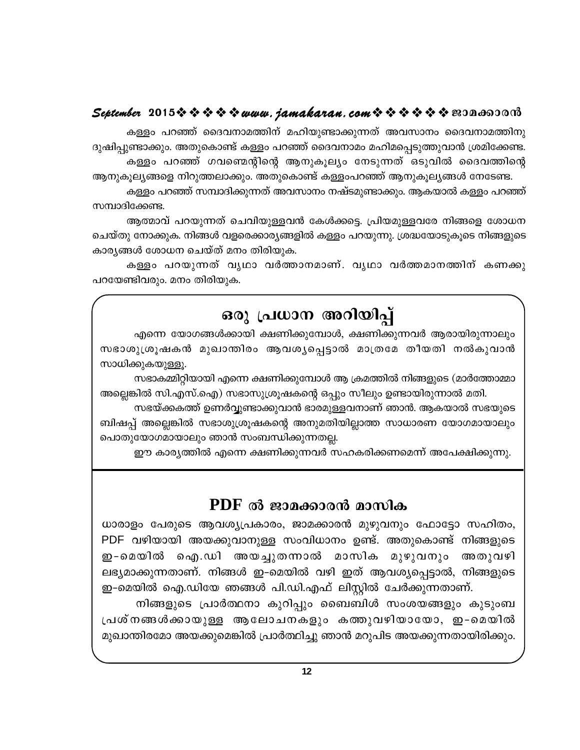കള്ളം പറഞ്ഞ് ദൈവനാമത്തിന് മഹിയുണ്ടാക്കുന്നത് അവസാനം ദൈവനാമത്തിനു ദുഷിപ്പുണ്ടാക്കും. അതുകൊണ്ട് കള്ളം പറഞ്ഞ് ദൈവനാമം മഹിമപ്പെടുത്തുവാൻ ശ്രമിക്കേണ്ട.

കള്ളം പറഞ്ഞ് ഗവണ്മെന്റിന്റെ ആനുകൂല്യം നേടുന്നത് ഒടുവിൽ ദൈവത്തിന്റെ ആനുകൂല്യങ്ങളെ നിറുത്തലാക്കും. അതുകൊണ്ട് കള്ളംപറഞ്ഞ് ആനുകൂല്യങ്ങൾ നേടേണ്ട.

കള്ളം പറഞ്ഞ് സമ്പാദിക്കുന്നത് അവസാനം നഷ്ടമുണ്ടാക്കും. ആകയാൽ കള്ളം പറഞ്ഞ് സമ്പാദിക്കേണ്ട.

ആത്മാവ് പറയുന്നത് ചെവിയുള്ളവൻ കേൾക്കട്ടെ. പ്രിയമുള്ളവരേ നിങ്ങളെ ശോധന ചെയ്തു നോക്കുക. നിങ്ങൾ വളരെക്കാര്യങ്ങളിൽ കള്ളം പറയുന്നു. ശ്രദ്ധയോടുകൂടെ നിങ്ങളുടെ കാര്യങ്ങൾ ശോധന ചെയ്ത് മനം തിരിയുക.

കള്ളം പറയുന്നത് വൃഥാ വർത്താനമാണ്. വൃഥാ വർത്തമാനത്തിന് കണക്കു പറയേണ്ടിവരും. മനം തിരിയുക.

## ഒരു പ്രധാന അറിയിപ്പ്

എന്നെ യോഗങ്ങൾക്കായി ക്ഷണിക്കുമ്പോൾ, ക്ഷണിക്കുന്നവർ ആരായിരുന്നാലും സഭാശുശ്രൂഷകൻ മുഖാന്തിരം ആവശ്യപ്പെട്ടാൽ മാത്രമേ തീയതി നൽകുവാൻ സാധിക്കുകയുള്ളൂ.

സഭാകമ്മിറ്റിയായി എന്നെ ക്ഷണിക്കുമ്പോൾ ആ ക്രമത്തിൽ നിങ്ങളുടെ (മാർത്തോമ്മാ അല്ലെങ്കിൽ സി.എസ്.ഐ) സഭാസുശ്രൂഷകന്റെ ഒപ്പും സീലും ഉണ്ടായിരുന്നാൽ മതി.

സഭയ്ക്കകത്ത് ഉണർവ്വുണ്ടാക്കുവാൻ ഭാരമുള്ളവനാണ് ഞാൻ. ആകയാൽ സഭയുടെ ബിഷപ്പ് അല്ലെങ്കിൽ സഭാശുശ്രൂഷകന്റെ അനുമതിയില്ലാത്ത സാധാരണ യോഗമായാലും പൊതുയോഗമായാലും ഞാൻ സംബന്ധിക്കുന്നതല്ല.

ഈ കാര്യത്തിൽ എന്നെ ക്ഷണിക്കുന്നവർ സഹകരിക്കണമെന്ന് അപേക്ഷിക്കുന്നു.

## PDF ൽ ജാമക്കാരൻ മാസിക

ധാരാളം പേരുടെ ആവശ്യപ്രകാരം, ജാമക്കാരൻ മുഴുവനും ഫോട്ടോ സഹിതം, PDF വഴിയായി അയക്കുവാനുള്ള സംവിധാനം ഉണ്ട്. അതുകൊണ്ട് നിങ്ങളുടെ ഇ-മെയിൽ ഐ.ഡി അയച്ചുതന്നാൽ മാസിക മുഴുവനും അതുവഴി ലഭ്യമാക്കുന്നതാണ്. നിങ്ങൾ ഇ-മെയിൽ വഴി ഇത് ആവശ്യപ്പെട്ടാൽ, നിങ്ങളുടെ ഇ-മെയിൽ ഐ.ഡിയേ ഞങ്ങൾ പി.ഡി.എഫ് ലിസ്റ്റിൽ ചേർക്കുന്നതാണ്.

നിങ്ങളുടെ പ്രാർത്ഥനാ കുറിപ്പും ബൈബിൾ സംശയങ്ങളും കുടുംബ പ്രശ്നങ്ങൾക്കായുള്ള ആലോചനകളും കത്തുവഴിയായോ, ഇ-മെയിൽ മുഖാന്തിരമോ അയക്കുമെങ്കിൽ പ്രാർത്ഥിച്ചു ഞാൻ മറുപിട അയക്കുന്നതായിരിക്കും.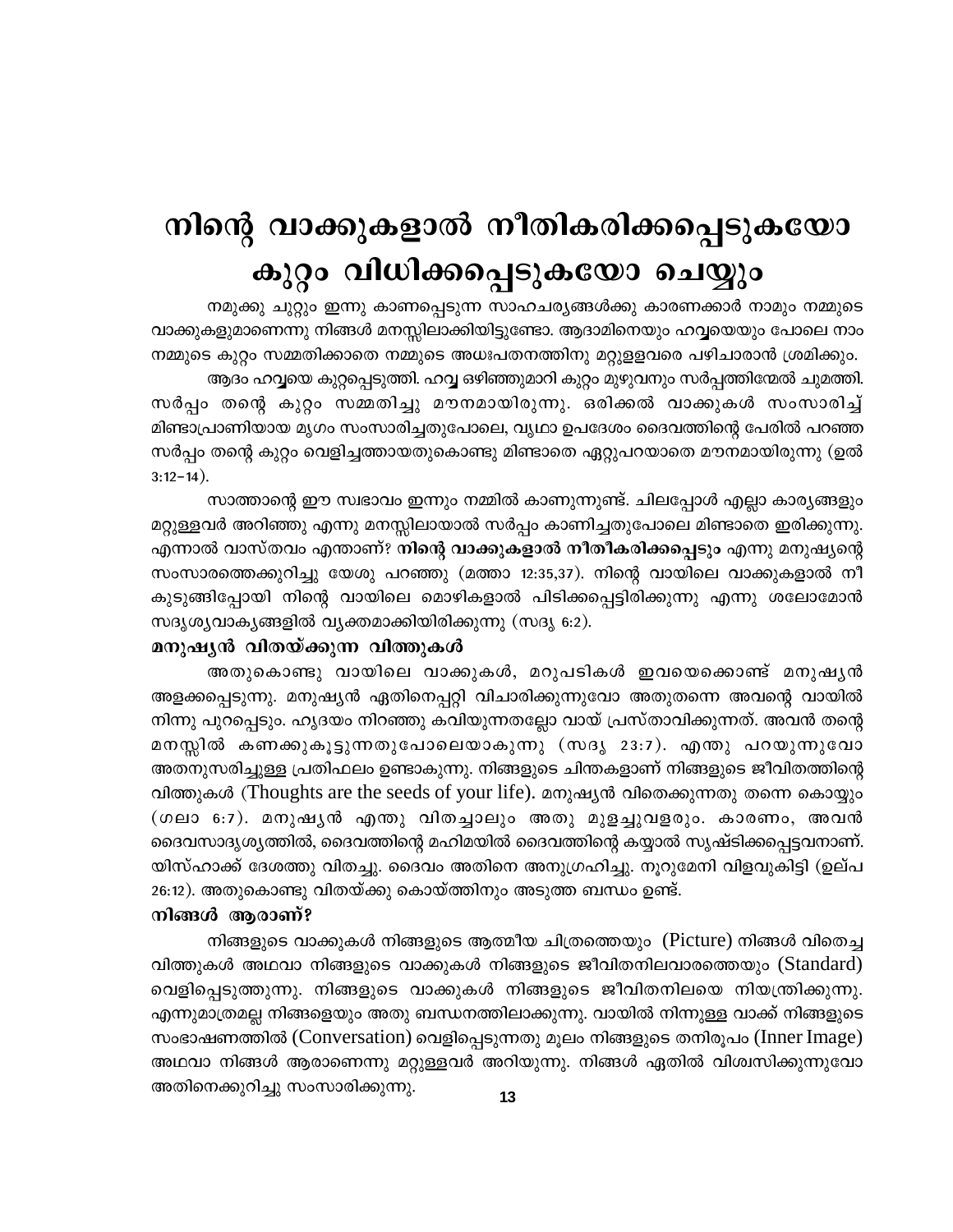# നിന്റെ വാക്കുകളാൽ നീതികരിക്കപ്പെടുകയോ കുറ്റം വിധിക്കപ്പെടുകയോ ചെയ്യും

നമുക്കു ചുറ്റും ഇന്നു കാണപ്പെടുന്ന സാഹചര്യങ്ങൾക്കു കാരണക്കാർ നാമും നമ്മുടെ വാക്കുകളുമാണെന്നു നിങ്ങൾ മനസ്സിലാക്കിയിട്ടുണ്ടോ. ആദാമിനെയും ഹവ്വയെയും പോലെ നാം നമ്മുടെ കുറ്റം സമ്മതിക്കാതെ നമ്മുടെ അധഃപതനത്തിനു മറ്റുള്ളവരെ പഴിചാരാൻ ശ്രമിക്കും.

ആദം ഹവ്വയെ കുറ്റപ്പെടുത്തി. ഹവ്വ ഒഴിഞ്ഞുമാറി കുറ്റം മുഴുവനും സർപ്പത്തിന്മേൽ ചുമത്തി. സർപ്പം തന്റെ കുറ്റം സമ്മതിച്ചു മൗനമായിരുന്നു. ഒരിക്കൽ വാക്കുകൾ സംസാരിച്ച് മിണ്ടാപ്രാണിയായ മൃഗം സംസാരിച്ചതുപോലെ, വൃഥാ ഉപദേശം ദൈവത്തിന്റെ പേരിൽ പറഞ്ഞ സർപ്പം തന്റെ കുറ്റം വെളിച്ചത്തായതുകൊണ്ടു മിണ്ടാതെ ഏറ്റുപറയാതെ മൗനമായിരുന്നു (ഉൽ 3:12-14).

സാത്താന്റെ ഈ സ്വഭാവം ഇന്നും നമ്മിൽ കാണുന്നുണ്ട്. ചിലപ്പോൾ എല്ലാ കാര്യങ്ങളും മറ്റുള്ളവർ അറിഞ്ഞു എന്നു മനസ്സിലായാൽ സർപ്പം കാണിച്ചതുപോലെ മിണ്ടാതെ ഇരിക്കുന്നു. എന്നാൽ വാസ്തവം എന്താണ്? **നിന്റെ വാക്കുകളാൽ നീതീകരിക്കപ്പെടും** എന്നു മനുഷ്യന്റെ സംസാരത്തെക്കുറിച്ചു യേശു പറഞ്ഞു (മത്താ 12:35,37). നിന്റെ വായിലെ വാക്കുകളാൽ നീ കുടുങ്ങിപ്പോയി നിന്റെ വായിലെ മൊഴികളാൽ പിടിക്കപ്പെട്ടിരിക്കുന്നു എന്നു ശലോമോൻ സദൃശ്യവാക്യങ്ങളിൽ വ്യക്തമാക്കിയിരിക്കുന്നു (സദൃ 6:2).

### മനുഷ്യൻ വിതയ്ക്കുന്ന വിത്തുകൾ

അതുകൊണ്ടു വായിലെ വാക്കുകൾ, മറുപടികൾ ഇവയെക്കൊണ്ട് മനുഷ്യൻ അളക്കപ്പെടുന്നു. മനുഷ്യൻ ഏതിനെപ്പറ്റി വിചാരിക്കുന്നുവോ അതുതന്നെ അവന്റെ വായിൽ നിന്നു പുറപ്പെടും. ഹൃദയം നിറഞ്ഞു കവിയുന്നതല്ലോ വായ് പ്രസ്താവിക്കുന്നത്. അവൻ തന്റെ മനസ്സിൽ കണക്കുകൂട്ടുന്നതുപോലെയാകുന്നു (സദൃ 23:7). എന്തു പറയുന്നുവോ അതനുസരിച്ചുള്ള പ്രതിഫലം ഉണ്ടാകുന്നു. നിങ്ങളുടെ ചിന്തകളാണ് നിങ്ങളുടെ ജീവിതത്തിന്റെ വിത്തുകൾ (Thoughts are the seeds of your life). മനുഷ്യൻ വിതെക്കുന്നതു തന്നെ കൊയ്യും (ഗലാ 6:7). മനുഷ്യൻ എന്തു വിതച്ചാലും അതു മുളച്ചുവളരും. കാരണം, അവൻ ദൈവസാദൃശ്യത്തിൽ, ദൈവത്തിന്റെ മഹിമയിൽ ദൈവത്തിന്റെ കയ്യാൽ സൃഷ്ടിക്കപ്പെട്ടവനാണ്. യിസ്ഹാക്ക് ദേശത്തു വിതച്ചു. ദൈവം അതിനെ അനുഗ്രഹിച്ചു. നൂറുമേനി വിളവുകിട്ടി (ഉല്പ 26:12). അതുകൊണ്ടു വിതയ്ക്കു കൊയ്ത്തിനും അടുത്ത ബന്ധം ഉണ്ട്.

### നിങ്ങൾ ആരാണ്?

നിങ്ങളുടെ വാക്കുകൾ നിങ്ങളുടെ ആത്മീയ ചിത്രത്തെയും (Picture) നിങ്ങൾ വിതെച്ച വിത്തുകൾ അഥവാ നിങ്ങളുടെ വാക്കുകൾ നിങ്ങളുടെ ജീവിതനിലവാരത്തെയും (Standard) വെളിപ്പെടുത്തുന്നു. നിങ്ങളുടെ വാക്കുകൾ നിങ്ങളുടെ ജീവിതനിലയെ നിയന്ത്രിക്കുന്നു. എന്നുമാത്രമല്ല നിങ്ങളെയും അതു ബന്ധനത്തിലാക്കുന്നു. വായിൽ നിന്നുള്ള വാക്ക് നിങ്ങളുടെ സംഭാഷണത്തിൽ (Conversation) വെളിപ്പെടുന്നതു മൂലം നിങ്ങളുടെ തനിരൂപം (Inner Image) അഥവാ നിങ്ങൾ ആരാണെന്നു മറ്റുള്ളവർ അറിയുന്നു. നിങ്ങൾ ഏതിൽ വിശ്വസിക്കുന്നുവോ അതിനെക്കുറിച്ചു സംസാരിക്കുന്നു.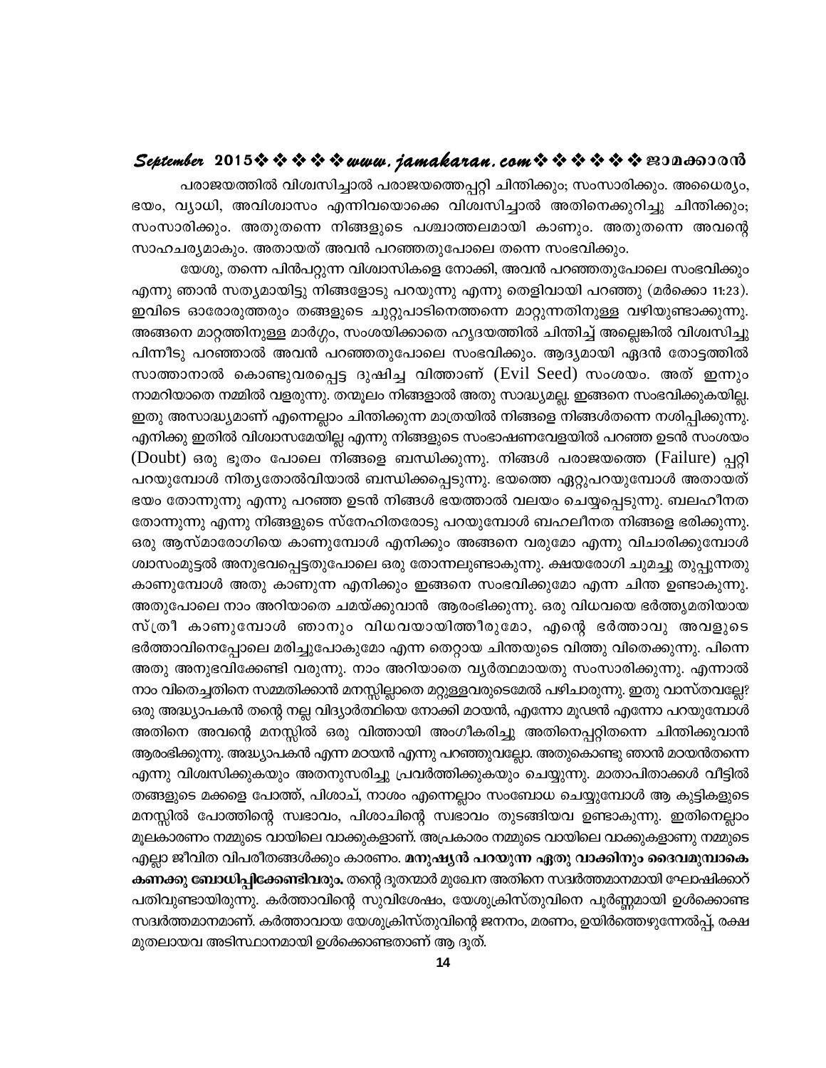പരാജയത്തിൽ വിശ്വസിച്ചാൽ പരാജയത്തെപ്പറ്റി ചിന്തിക്കും; സംസാരിക്കും. അധൈര്യം, ഭയം, വ്യാധി, അവിശ്വാസം എന്നിവയൊക്കെ വിശ്വസിച്ചാൽ അതിനെക്കുറിച്ചു ചിന്തിക്കും; സംസാരിക്കും. അതുതന്നെ നിങ്ങളുടെ പശ്ചാത്തലമായി കാണും. അതുതന്നെ അവന്റെ സാഹചര്യമാകും. അതായത് അവൻ പറഞ്ഞതുപോലെ തന്നെ സംഭവിക്കും.

യേശു, തന്നെ പിൻപറ്റുന്ന വിശ്വാസികളെ നോക്കി, അവൻ പറഞ്ഞതുപോലെ സംഭവിക്കും എന്നു ഞാൻ സത്യമായിട്ടു നിങ്ങളോടു പറയുന്നു എന്നു തെളിവായി പറഞ്ഞു (മർക്കൊ 11:23). ഇവിടെ ഓരോരുത്തരും തങ്ങളുടെ ചുറ്റുപാടിനെത്തന്നെ മാറ്റുന്നതിനുള്ള വഴിയുണ്ടാക്കുന്നു. അങ്ങനെ മാറ്റത്തിനുള്ള മാർഗ്ഗം, സംശയിക്കാതെ ഹൃദയത്തിൽ ചിന്തിച്ച് അല്ലെങ്കിൽ വിശ്വസിച്ചു പിന്നീടു പറഞ്ഞാൽ അവൻ പറഞ്ഞതുപോലെ സംഭവിക്കും. ആദ്യമായി ഏദൻ തോട്ടത്തിൽ സാത്താനാൽ കൊണ്ടുവരപ്പെട്ട ദുഷിച്ച വിത്താണ് (Evil Seed) സംശയം. അത് ഇന്നും നാമറിയാതെ നമ്മിൽ വളരുന്നു. തന്മൂലം നിങ്ങളാൽ അതു സാദ്ധ്യമല്ല. ഇങ്ങനെ സംഭവിക്കുകയില്ല. ഇതു അസാദ്ധ്യമാണ് എന്നെല്ലാം ചിന്തിക്കുന്ന മാത്രയിൽ നിങ്ങളെ നിങ്ങൾതന്നെ നശിപ്പിക്കുന്നു. എനിക്കു ഇതിൽ വിശ്വാസമേയില്ല എന്നു നിങ്ങളുടെ സംഭാഷണവേളയിൽ പറഞ്ഞ ഉടൻ സംശയം (Doubt) ഒരു ഭൂതം പോലെ നിങ്ങളെ ബന്ധിക്കുന്നു. നിങ്ങൾ പരാജയത്തെ (Failure) പ്പറ്റി പറയുമ്പോൾ നിത്യതോൽവിയാൽ ബന്ധിക്കപ്പെടുന്നു. ഭയത്തെ ഏറ്റുപറയുമ്പോൾ അതായത് ഭയം തോന്നുന്നു എന്നു പറഞ്ഞ ഉടൻ നിങ്ങൾ ഭയത്താൽ വലയം ചെയ്യപ്പെടുന്നു. ബലഹീനത തോന്നുന്നു എന്നു നിങ്ങളുടെ സ്നേഹിതരോടു പറയുമ്പോൾ ബഹലീനത നിങ്ങളെ ഭരിക്കുന്നു. ഒരു ആസ്മാരോഗിയെ കാണുമ്പോൾ എനിക്കും അങ്ങനെ വരുമോ എന്നു വിചാരിക്കുമ്പോൾ ശ്വാസംമുട്ടൽ അനുഭവപ്പെട്ടതുപോലെ ഒരു തോന്നലുണ്ടാകുന്നു. ക്ഷയരോഗി ചുമച്ചു തുപ്പുന്നതു കാണുമ്പോൾ അതു കാണുന്ന എനിക്കും ഇങ്ങനെ സംഭവിക്കുമോ എന്ന ചിന്ത ഉണ്ടാകുന്നു. അതുപോലെ നാം അറിയാതെ ചമയ്ക്കുവാൻ ആരംഭിക്കുന്നു. ഒരു വിധവയെ ഭർത്തൃമതിയായ സ്ത്രീ കാണുമ്പോൾ ഞാനും വിധവയായിത്തീരുമോ, എന്റെ ഭർത്താവു അവളുടെ ഭർത്താവിനെപ്പോലെ മരിച്ചുപോകുമോ എന്ന തെറ്റായ ചിന്തയുടെ വിത്തു വിതെക്കുന്നു. പിന്നെ അതു അനുഭവിക്കേണ്ടി വരുന്നു. നാം അറിയാതെ വ്യർത്ഥമായതു സംസാരിക്കുന്നു. എന്നാൽ നാം വിതെച്ചതിനെ സമ്മതിക്കാൻ മനസ്സില്ലാതെ മറ്റുള്ളവരുടെമേൽ പഴിചാരുന്നു. ഇതു വാസ്തവമല്ലേ? ഒരു അദ്ധ്യാപകൻ തന്റെ നല്ല വിദ്യാർത്ഥിയെ നോക്കി മറയൻ, എന്നോ മൂഢൻ എന്നോ പറയുമ്പോൾ അതിനെ അവന്റെ മനസ്സിൽ ഒരു വിത്തായി അംഗീകരിച്ചു അതിനെപ്പറ്റിതന്നെ ചിന്തിക്കുവാൻ ആരംഭിക്കുന്നു. അദ്ധ്യാപകൻ എന്ന മറയൻ എന്നു പറഞ്ഞുവല്ലോ. അതുകൊണ്ടു ഞാൻ മറയൻതന്നെ എന്നു വിശ്വസിക്കുകയും അതനുസരിച്ചു പ്രവർത്തിക്കുകയും ചെയ്യുന്നു. മാതാപിതാക്കൾ വീട്ടിൽ തങ്ങളുടെ മക്കളെ പോത്ത്, പിശാച്, നാശം എന്നെല്ലാം സംബോധ ചെയ്യുമ്പോൾ ആ കുട്ടികളുടെ മനസ്സിൽ പോത്തിന്റെ സ്വഭാവം, പിശാചിന്റെ സ്വഭാവം തുടങ്ങിയവ ഉണ്ടാകുന്നു. ഇതിനെല്ലാം മൂലകാരണം നമ്മുടെ വായിലെ വാക്കുകളാണ്. അപ്രകാരം നമ്മുടെ വായിലെ വാക്കുകളാണു നമ്മുടെ എല്ലാ ജീവിത വിപരീതങ്ങൾക്കും കാരണം. **മനുഷ്യൻ പറയുന്ന ഏതു വാക്കിനും ദൈവമുമ്പാകെ കണക്കു ബോധിപ്പിക്കേണ്ടിവരും.** തന്റെ ദൂതന്മാർ മുഖേന അതിനെ സദ്വർത്തമാനമായി ഘോഷിക്കാറ് പതിവുണ്ടായിരുന്നു. കർത്താവിന്റെ സുവിശേഷം, യേശുക്രിസ്തുവിനെ പൂർണ്ണമായി ഉൾക്കൊണ്ട സദ്വർത്തമാനമാണ്. കർത്താവായ യേശുക്രിസ്തുവിന്റെ ജനനം, മരണം, ഉയിർത്തെഴുന്നേൽപ്പ്, രക്ഷ മുതലായവ അടിസ്ഥാനമായി ഉൾക്കൊണ്ടതാണ് ആ ദൂത്.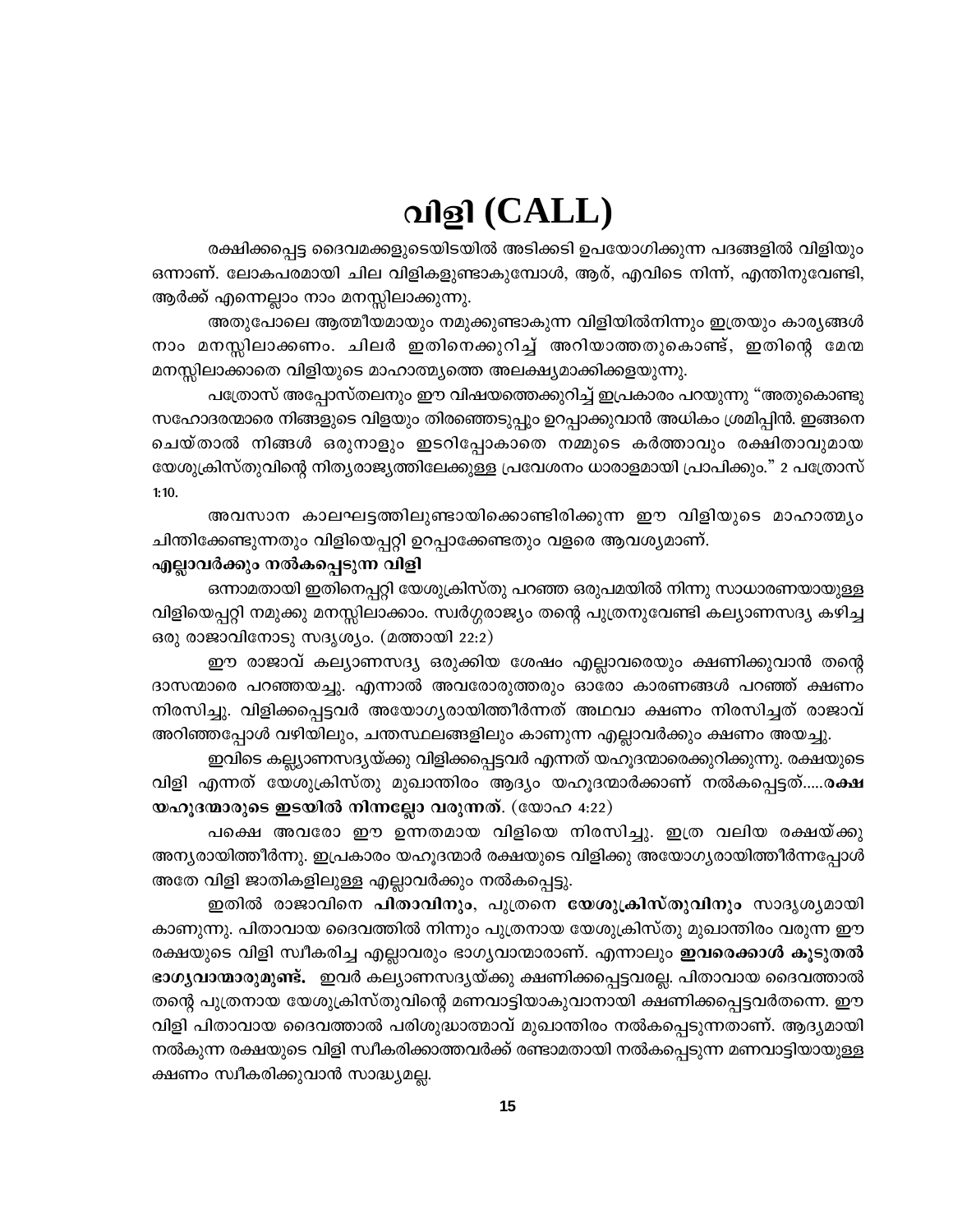# വിളി (CALL)

രക്ഷിക്കപ്പെട്ട ദൈവമക്കളുടെയിടയിൽ അടിക്കടി ഉപയോഗിക്കുന്ന പദങ്ങളിൽ വിളിയും ഒന്നാണ്. ലോകപരമായി ചില വിളികളുണ്ടാകുമ്പോൾ, ആര്, എവിടെ നിന്ന്, എന്തിനുവേണ്ടി, ആർക്ക് എന്നെല്ലാം നാം മനസ്സിലാക്കുന്നു.

അതുപോലെ ആത്മീയമായും നമുക്കുണ്ടാകുന്ന വിളിയിൽനിന്നും ഇത്രയും കാര്യങ്ങൾ നാം മനസ്സിലാക്കണം. ചിലർ ഇതിനെക്കുറിച്ച് അറിയാത്തതുകൊണ്ട്, ഇതിന്റെ മേന്മ മനസ്സിലാക്കാതെ വിളിയുടെ മാഹാത്മ്യത്തെ അലക്ഷ്യമാക്കിക്കളയുന്നു.

പത്രോസ് അപ്പോസ്തലനും ഈ വിഷയത്തെക്കുറിച്ച് ഇപ്രകാരം പറയുന്നു "അതുകൊണ്ടു സഹോദരന്മാരെ നിങ്ങളുടെ വിളയും തിരഞ്ഞെടുപ്പും ഉറപ്പാക്കുവാൻ അധികം ശ്രമിപ്പിൻ. ഇങ്ങനെ ചെയ്താൽ നിങ്ങൾ ഒരുനാളും ഇടറിപ്പോകാതെ നമ്മുടെ കർത്താവും രക്ഷിതാവുമായ യേശുക്രിസ്തുവിന്റെ നിത്യരാജ്യത്തിലേക്കുള്ള പ്രവേശനം ധാരാളമായി പ്രാപിക്കും." 2 പത്രോസ് 1:10.

അവസാന കാലഘട്ടത്തിലുണ്ടായിക്കൊണ്ടിരിക്കുന്ന ഈ വിളിയുടെ മാഹാത്മ്യം ചിന്തിക്കേണ്ടുന്നതും വിളിയെപ്പറ്റി ഉറപ്പാക്കേണ്ടതും വളരെ ആവശ്യമാണ്.

**എല്ലാവർക്കും നൽകപ്പെടുന്ന വിളി**

ഒന്നാമതായി ഇതിനെപ്പറ്റി യേശുക്രിസ്തു പറഞ്ഞ ഒരുപമയിൽ നിന്നു സാധാരണയായുള്ള വിളിയെപ്പറ്റി നമുക്കു മനസ്സിലാക്കാം. സ്വർഗ്ഗരാജ്യം തന്റെ പുത്രനുവേണ്ടി കല്യാണസദ്യ കഴിച്ച ഒരു രാജാവിനോടു സദൃശ്യം. (മത്തായി 22:2)

ഈ രാജാവ് കല്യാണസദ്യ ഒരുക്കിയ ശേഷം എല്ലാവരെയും ക്ഷണിക്കുവാൻ തന്റെ ദാസന്മാരെ പറഞ്ഞയച്ചു. എന്നാൽ അവരോരുത്തരും ഓരോ കാരണങ്ങൾ പറഞ്ഞ് ക്ഷണം നിരസിച്ചു. വിളിക്കപ്പെട്ടവർ അയോഗ്യരായിത്തീർന്നത് അഥവാ ക്ഷണം നിരസിച്ചത് രാജാവ് അറിഞ്ഞപ്പോൾ വഴിയിലും, ചന്തസ്ഥലങ്ങളിലും കാണുന്ന എല്ലാവർക്കും ക്ഷണം അയച്ചു.

ഇവിടെ കല്യാണസദ്യയ്ക്കു വിളിക്കപ്പെട്ടവർ എന്നത് യഹൂദന്മാരെക്കുറിക്കുന്നു. രക്ഷയുടെ വിളി എന്നത് യേശുക്രിസ്തു മുഖാന്തിരം ആദ്യം യഹൂദന്മാർക്കാണ് നൽകപ്പെട്ടത്.....**രക്ഷ യഹൂദന്മാരുടെ ഇടയിൽ നിന്നല്ലോ വരുന്നത്**. (യോഹ 4:22)

പക്ഷെ അവരോ ഈ ഉന്നതമായ വിളിയെ നിരസിച്ചു. ഇത്ര വലിയ രക്ഷയ്ക്കു അന്യരായിത്തീർന്നു. ഇപ്രകാരം യഹൂദന്മാർ രക്ഷയുടെ വിളിക്കു അയോഗ്യരായിത്തീർന്നപ്പോൾ അതേ വിളി ജാതികളിലുള്ള എല്ലാവർക്കും നൽകപ്പെട്ടു.

ഇതിൽ രാജാവിനെ **പിതാവിനും**, പുത്രനെ **യേശുക്രിസ്തുവിനും** സാദൃശ്യമായി കാണുന്നു. പിതാവായ ദൈവത്തിൽ നിന്നും പുത്രനായ യേശുക്രിസ്തു മുഖാന്തിരം വരുന്ന ഈ രക്ഷയുടെ വിളി സ്വീകരിച്ച എല്ലാവരും ഭാഗ്യവാന്മാരാണ്. എന്നാലും **ഇവരെക്കാൾ കൂടുതൽ ഭാഗ്യവാന്മാരുമുണ്ട്.** ഇവർ കല്യാണസദ്യയ്ക്കു ക്ഷണിക്കപ്പെട്ടവരല്ല. പിതാവായ ദൈവത്താൽ തന്റെ പുത്രനായ യേശുക്രിസ്തുവിന്റെ മണവാട്ടിയാകുവാനായി ക്ഷണിക്കപ്പെട്ടവർതന്നെ. ഈ വിളി പിതാവായ ദൈവത്താൽ പരിശുദ്ധാത്മാവ് മുഖാന്തിരം നൽകപ്പെടുന്നതാണ്. ആദ്യമായി നൽകുന്ന രക്ഷയുടെ വിളി സ്വീകരിക്കാത്തവർക്ക് രണ്ടാമതായി നൽകപ്പെടുന്ന മണവാട്ടിയായുള്ള ക്ഷണം സ്വീകരിക്കുവാൻ സാദ്ധ്യമല്ല.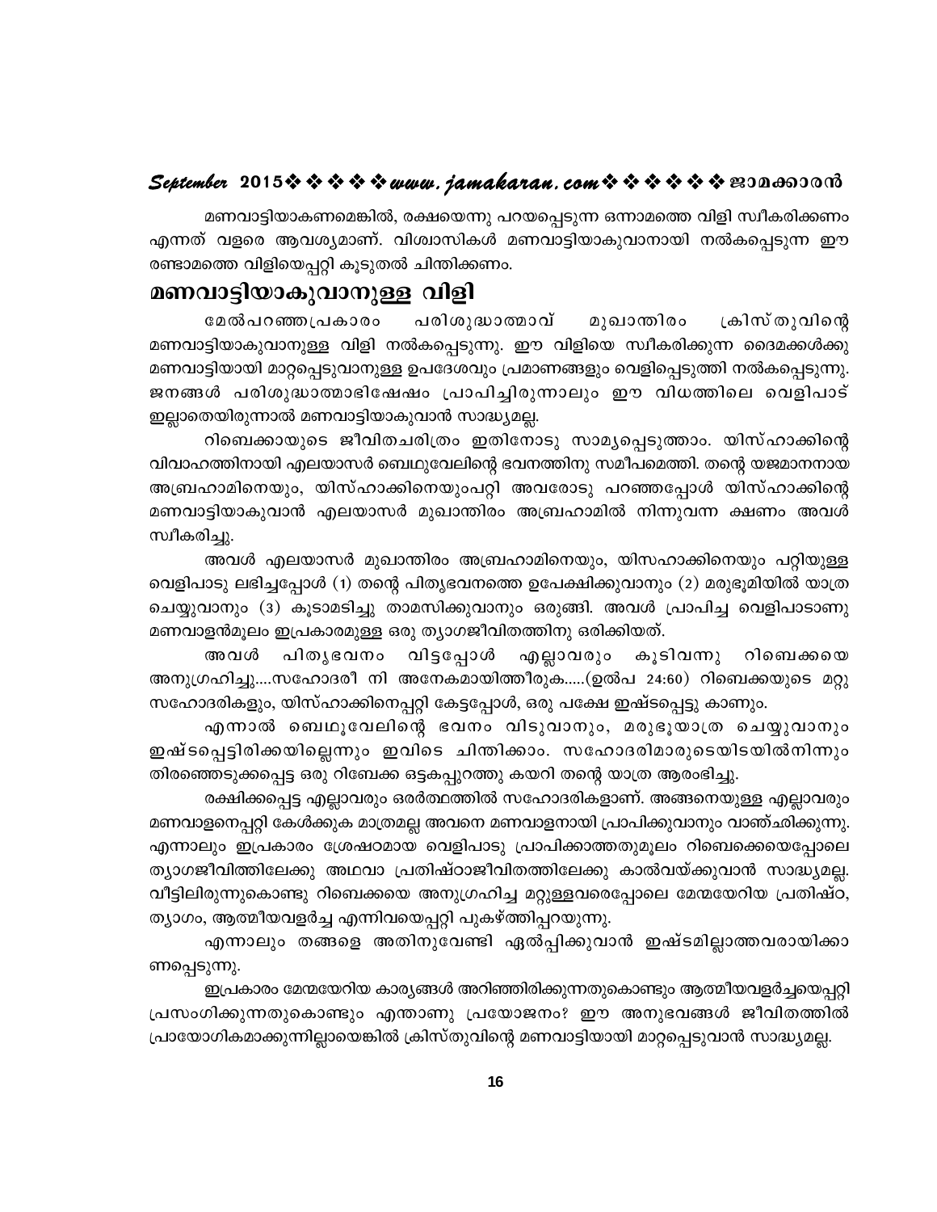മണവാട്ടിയാകണമെങ്കിൽ, രക്ഷയെന്നു പറയപ്പെടുന്ന ഒന്നാമത്തെ വിളി സ്വീകരിക്കണം എന്നത് വളരെ ആവശ്യമാണ്. വിശ്വാസികൾ മണവാട്ടിയാകുവാനായി നൽകപ്പെടുന്ന ഈ രണ്ടാമത്തെ വിളിയെപ്പറ്റി കൂടുതൽ ചിന്തിക്കണം.

## മണവാട്ടിയാകുവാനുള്ള വിളി

മേൽപറഞ്ഞപ്രകാരം പരിശുദ്ധാത്മാവ് മുഖാന്തിരം ക്രിസ്തുവിന്റെ മണവാട്ടിയാകുവാനുള്ള വിളി നൽകപ്പെടുന്നു. ഈ വിളിയെ സ്വീകരിക്കുന്ന ദൈമക്കൾക്കു മണവാട്ടിയായി മാറ്റപ്പെടുവാനുള്ള ഉപദേശവും പ്രമാണങ്ങളും വെളിപ്പെടുത്തി നൽകപ്പെടുന്നു. ജനങ്ങൾ പരിശുദ്ധാത്മാഭിഷേഷം പ്രാപിച്ചിരുന്നാലും ഈ വിധത്തിലെ വെളിപാട് ഇല്ലാതെയിരുന്നാൽ മണവാട്ടിയാകുവാൻ സാദ്ധ്യമല്ല.

റിബെക്കായുടെ ജീവിതചരിത്രം ഇതിനോടു സാമ്യപ്പെടുത്താം. യിസ്ഹാക്കിന്റെ വിവാഹത്തിനായി എലയാസർ ബെഥുവേലിന്റെ ഭവനത്തിനു സമീപമെത്തി. തന്റെ യജമാനനായ അബ്രഹാമിനെയും, യിസ്ഹാക്കിനെയുംപറ്റി അവരോടു പറഞ്ഞപ്പോൾ യിസ്ഹാക്കിന്റെ മണവാട്ടിയാകുവാൻ എലയാസർ മുഖാന്തിരം അബ്രഹാമിൽ നിന്നുവന്ന ക്ഷണം അവൾ സ്വീകരിച്ചു.

അവൾ എലയാസർ മുഖാന്തിരം അബ്രഹാമിനെയും, യിസഹാക്കിനെയും പറ്റിയുള്ള വെളിപാടു ലഭിച്ചപ്പോൾ (1) തന്റെ പിതൃഭവനത്തെ ഉപേക്ഷിക്കുവാനും (2) മരുഭൂമിയിൽ യാത്ര ചെയ്യുവാനും (3) കൂടാമടിച്ചു താമസിക്കുവാനും ഒരുങ്ങി. അവൾ പ്രാപിച്ച വെളിപാടാണു മണവാളൻമൂലം ഇപ്രകാരമുള്ള ഒരു ത്യാഗജീവിതത്തിനു ഒരിക്കിയത്.

അവൾ പിതൃഭവനം വിട്ടപ്പോൾ എല്ലാവരും കൂടിവന്നു റിബെക്കയെ അനുഗ്രഹിച്ചു....സഹോദരീ നി അനേകമായിത്തീരുക.....(ഉൽപ 24:60) റിബെക്കയുടെ മറ്റു സഹോദരികളും, യിസ്ഹാക്കിനെപ്പറ്റി കേട്ടപ്പോൾ, ഒരു പക്ഷേ ഇഷ്ടപ്പെട്ടു കാണും.

എന്നാൽ ബെഥൂവേലിന്റെ ഭവനം വിടുവാനും, മരുഭൂയാത്ര ചെയ്യുവാനും ഇഷ്ടപ്പെട്ടിരിക്കയില്ലെന്നും ഇവിടെ ചിന്തിക്കാം. സഹോദരിമാരുടെയിടയിൽനിന്നും തിരഞ്ഞെടുക്കപ്പെട്ട ഒരു റിബേക്ക ഒട്ടകപ്പുറത്തു കയറി തന്റെ യാത്ര ആരംഭിച്ചു.

രക്ഷിക്കപ്പെട്ട എല്ലാവരും ഒരർത്ഥത്തിൽ സഹോദരികളാണ്. അങ്ങനെയുള്ള എല്ലാവരും മണവാളനെപ്പറ്റി കേൾക്കുക മാത്രമല്ല അവനെ മണവാളനായി പ്രാപിക്കുവാനും വാഞ്ഛിക്കുന്നു. എന്നാലും ഇപ്രകാരം ശ്രേഷ്ഠമായ വെളിപാടു പ്രാപിക്കാത്തതുമൂലം റിബെക്കയെപ്പോലെ ത്യാഗജീവിത്തിലേക്കു അഥവാ പ്രതിഷ്ഠാജീവിതത്തിലേക്കു കാൽവയ്ക്കുവാൻ സാദ്ധ്യമല്ല. വീട്ടിലിരുന്നുകൊണ്ടു റിബെക്കയെ അനുഗ്രഹിച്ച മറ്റുള്ളവരെപ്പോലെ മേന്മയേറിയ പ്രതിഷ്ഠ, ത്യാഗം, ആത്മീയവളർച്ച എന്നിവയെപ്പറ്റി പുകഴ്ത്തിപ്പറയുന്നു.

എന്നാലും തങ്ങളെ അതിനുവേണ്ടി ഏൽപ്പിക്കുവാൻ ഇഷ്ടമില്ലാത്തവരായിക്കാണപ്പെടുന്നു.

ഇപ്രകാരം മേന്മയേറിയ കാര്യങ്ങൾ അറിഞ്ഞിരിക്കുന്നതുകൊണ്ടും ആത്മീയവളർച്ചയെപ്പറ്റി പ്രസംഗിക്കുന്നതുകൊണ്ടും എന്താണു പ്രയോജനം? ഈ അനുഭവങ്ങൾ ജീവിതത്തിൽ പ്രായോഗികമാക്കുന്നില്ലായെങ്കിൽ ക്രിസ്തുവിന്റെ മണവാട്ടിയായി മാറ്റപ്പെടുവാൻ സാദ്ധ്യമല്ല.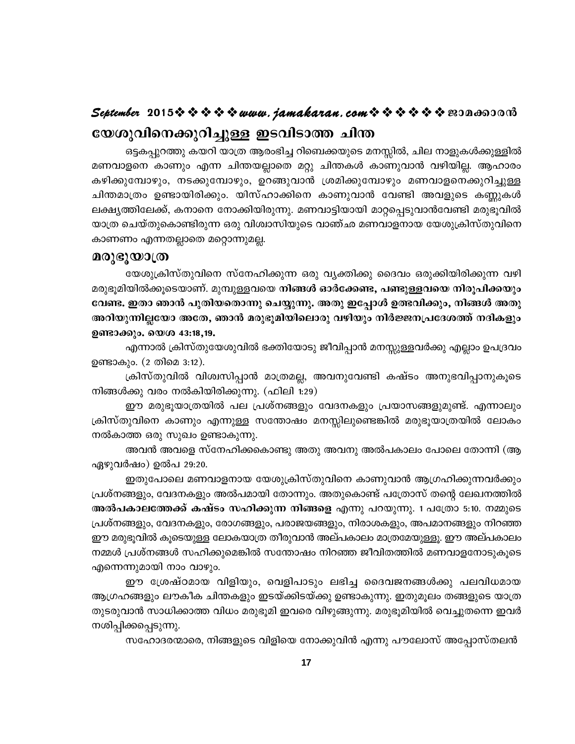# യേശുവിനെക്കുറിച്ചുള്ള ഇടവിടാത്ത ചിന്ത

ഒട്ടകപ്പുറത്തു കയറി യാത്ര ആരംഭിച്ച റിബെക്കയുടെ മനസ്സിൽ, ചില നാളുകൾക്കുള്ളിൽ മണവാളനെ കാണും എന്ന ചിന്തയല്ലാതെ മറ്റു ചിന്തകൾ കാണുവാൻ വഴിയില്ല. ആഹാരം കഴിക്കുമ്പോഴും, നടക്കുമ്പോഴും, ഉറങ്ങുവാൻ ശ്രമിക്കുമ്പോഴും മണവാളനെക്കുറിച്ചുള്ള ചിന്തമാത്രം ഉണ്ടായിരിക്കും. യിസ്ഹാക്കിനെ കാണുവാൻ വേണ്ടി അവളുടെ കണ്ണുകൾ ലക്ഷ്യത്തിലേക്ക്, കനാനെ നോക്കിയിരുന്നു. മണവാട്ടിയായി മാറ്റപ്പെടുവാൻവേണ്ടി മരുഭൂവിൽ യാത്ര ചെയ്തുകൊണ്ടിരുന്ന ഒരു വിശ്വാസിയുടെ വാഞ്ഛ മണവാളനായ യേശുക്രിസ്തുവിനെ കാണണം എന്നതല്ലാതെ മറ്റൊന്നുമല്ല.

## മരുഭൂയാത്ര

യേശുക്രിസ്തുവിനെ സ്നേഹിക്കുന്ന ഒരു വ്യക്തിക്കു ദൈവം ഒരുക്കിയിരിക്കുന്ന വഴി മരുഭൂമിയിൽക്കൂടെയാണ്. മുമ്പുള്ളവയെ **നിങ്ങൾ ഓർക്കേണ്ട, പണ്ടുള്ളവയെ നിരൂപിക്കയും വേണ്ട. ഇതാ ഞാൻ പുതിയതൊന്നു ചെയ്യുന്നു. അതു ഇപ്പോൾ ഉത്ഭവിക്കും, നിങ്ങൾ അതു അറിയുന്നില്ലയോ അതേ, ഞാൻ മരുഭൂമിയിലൊരു വഴിയും നിർജ്ജനപ്രദേശത്ത് നദികളും ഉണ്ടാക്കും. യെശ 43:18,19.**

എന്നാൽ ക്രിസ്തുയേശുവിൽ ഭക്തിയോടു ജീവിപ്പാൻ മനസ്സുള്ളവർക്കു എല്ലാം ഉപദ്രവം ഉണ്ടാകും. (2 തിമൊ 3:12).

ക്രിസ്തുവിൽ വിശ്വസിപ്പാൻ മാത്രമല്ല, അവനുവേണ്ടി കഷ്ടം അനുഭവിപ്പാനുകൂടെ നിങ്ങൾക്കു വരം നൽകിയിരിക്കുന്നു. (ഫിലി 1:29)

ഈ മരുഭൂയാത്രയിൽ പല പ്രശ്നങ്ങളും വേദനകളും പ്രയാസങ്ങളുമുണ്ട്. എന്നാലും ക്രിസ്തുവിനെ കാണും എന്നുള്ള സന്തോഷം മനസ്സിലുണ്ടെങ്കിൽ മരുഭൂയാത്രയിൽ ലോകം നൽകാത്ത ഒരു സുഖം ഉണ്ടാകുന്നു.

അവൻ അവളെ സ്നേഹിക്കകൊണ്ടു അതു അവനു അൽപകാലം പോലെ തോന്നി (ആ ഏഴുവർഷം) ഉൽപ 29:20.

ഇതുപോലെ മണവാളനായ യേശുക്രിസ്തുവിനെ കാണുവാൻ ആഗ്രഹിക്കുന്നവർക്കും പ്രശ്നങ്ങളും, വേദനകളും അൽപമായി തോന്നും. അതുകൊണ്ട് പത്രോസ് തന്റെ ലേഖനത്തിൽ **അൽപകാലത്തേക്ക് കഷ്ടം സഹിക്കുന്ന നിങ്ങളെ** എന്നു പറയുന്നു. 1 പത്രോ 5:10. നമ്മുടെ പ്രശ്നങ്ങളും, വേദനകളും, രോഗങ്ങളും, പരാജയങ്ങളും, നിരാശകളും, അപമാനങ്ങളും നിറഞ്ഞ ഈ മരുഭൂവിൽ കൂടെയുള്ള ലോകയാത്ര തീരുവാൻ അല്പകാലം മാത്രമേയുള്ളൂ. ഈ അല്പകാലം നമ്മൾ പ്രശ്നങ്ങൾ സഹിക്കുമെങ്കിൽ സന്തോഷം നിറഞ്ഞ ജീവിതത്തിൽ മണവാളനോടുകൂടെ എന്നെന്നുമായി നാം വാഴും.

ഈ ശ്രേഷ്ഠമായ വിളിയും, വെളിപാടും ലഭിച്ച ദൈവജനങ്ങൾക്കു പലവിധമായ ആഗ്രഹങ്ങളും ലൗകീക ചിന്തകളും ഇടയ്ക്കിടയ്ക്കു ഉണ്ടാകുന്നു. ഇതുമൂലം തങ്ങളുടെ യാത്ര തുടരുവാൻ സാധിക്കാത്ത വിധം മരുഭൂമി ഇവരെ വിഴുങ്ങുന്നു. മരുഭൂമിയിൽ വെച്ചുതന്നെ ഇവർ നശിപ്പിക്കപ്പെടുന്നു.

സഹോദരന്മാരെ, നിങ്ങളുടെ വിളിയെ നോക്കുവിൻ എന്നു പൗലോസ് അപ്പോസ്തലൻ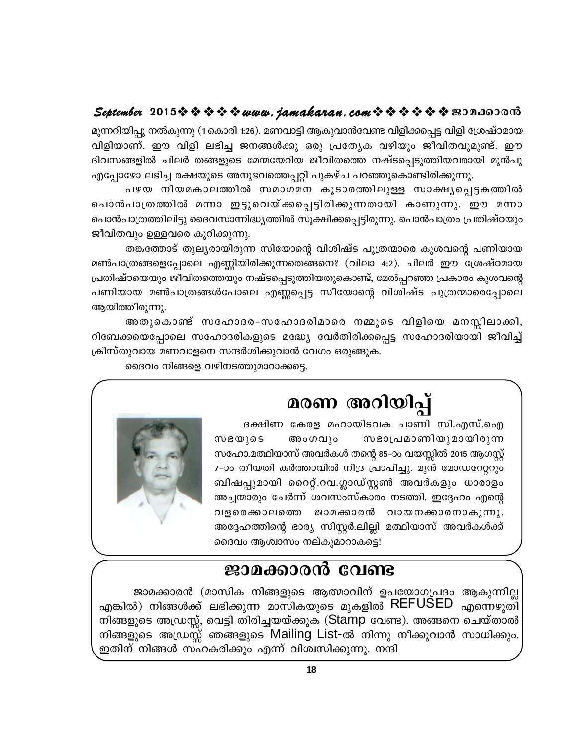മുന്നറിയിപ്പു നൽകുന്നു (1 കൊരി 1:26). മണവാട്ടി ആകുവാൻവേണ്ട വിളിക്കപ്പെട്ട വിളി ശ്രേഷ്ഠമായ വിളിയാണ്. ഈ വിളി ലഭിച്ച ജനങ്ങൾക്കു ഒരു പ്രത്യേക വഴിയും ജീവിതവുമുണ്ട്. ഈ ദിവസങ്ങളിൽ ചിലർ തങ്ങളുടെ മേന്മയേറിയ ജീവിതത്തെ നഷ്ടപ്പെടുത്തിയവരായി മുൻപു എപ്പോഴോ ലഭിച്ച രക്ഷയുടെ അനുഭവത്തെപ്പറ്റി പുകഴ്ച പറഞ്ഞുകൊണ്ടിരിക്കുന്നു.

പഴയ നിയമകാലത്തിൽ സമാഗമന കൂടാരത്തിലുള്ള സാക്ഷ്യപ്പെട്ടകത്തിൽ പൊൻപാത്രത്തിൽ മന്നാ ഇട്ടുവെയ്ക്കപ്പെട്ടിരിക്കുന്നതായി കാണുന്നു. ഈ മന്നാ പൊൻപാത്രത്തിലിട്ടു ദൈവസാന്നിദ്ധ്യത്തിൽ സൂക്ഷിക്കപ്പെട്ടിരുന്നു. പൊൻപാത്രം പ്രതിഷ്ഠയും ജീവിതവും ഉള്ളവരെ കുറിക്കുന്നു.

തങ്കത്തോട് തുല്യരായിരുന്ന സിയോന്റെ വിശിഷ്ട പുത്രന്മാരെ കുശവന്റെ പണിയായ മൺപാത്രങ്ങളെപ്പോലെ എണ്ണിയിരിക്കുന്നതെങ്ങനെ? (വിലാ 4:2). ചിലർ ഈ ശ്രേഷ്ഠമായ പ്രതിഷ്ഠയെയും ജീവിതത്തെയും നഷ്ടപ്പെടുത്തിയതുകൊണ്ട്, മേൽപ്പറഞ്ഞ പ്രകാരം കുശവന്റെ പണിയായ മൺപാത്രങ്ങൾപോലെ എണ്ണപ്പെട്ട സീയോന്റെ വിശിഷ്ട പുത്രന്മാരെപ്പോലെ ആയിത്തീരുന്നു.

അതുകൊണ്ട് സഹോദര-സഹോദരിമാരെ നമ്മുടെ വിളിയെ മനസ്സിലാക്കി, റിബേക്കയെപ്പോലെ സഹോദരികളുടെ മദ്ധ്യേ വേർതിരിക്കപ്പെട്ട സഹോദരിയായി ജീവിച്ച് ക്രിസ്തുവായ മണവാളനെ സന്ദർശിക്കുവാൻ വേഗം ഒരുങ്ങുക.

ദൈവം നിങ്ങളെ വഴിനടത്തുമാറാക്കട്ടെ.

# മരണ അറിയിപ്പ്

ദക്ഷിണ കേരള മഹായിടവക ചാണി സി.എസ്.ഐ സഭയുടെ അംഗവും സഭാപ്രമാണിയുമായിരുന്ന സഹോ.മത്ഥിയാസ് അവർകൾ തന്റെ 85-ാം വയസ്സിൽ 2015 ആഗസ്റ്റ് 7-ാം തീയതി കർത്താവിൽ നിദ്ര പ്രാപിച്ചു. മുൻ മോഡറേറ്ററും ബിഷപ്പുമായി റൈറ്റ്.റവ.ഗ്ലാഡ്സ്റ്റൺ അവർകളും ധാരാളം അച്ചന്മാരും ചേർന്ന് ശവസംസ്കാരം നടത്തി. ഇദ്ദേഹം എന്റെ വളരെക്കാലത്തെ ജാമക്കാരൻ വായനക്കാരനാകുന്നു. അദ്ദേഹത്തിന്റെ ഭാര്യ സിസ്റ്റർ.ലില്ലി മത്ഥിയാസ് അവർകൾക്ക് ദൈവം ആശ്വാസം നല്കുമാറാകട്ടെ!

# ജാമക്കാരൻ വേണ്ട

ജാമക്കാരൻ (മാസിക നിങ്ങളുടെ ആത്മാവിന് ഉപയോഗപ്രദം ആകുന്നില്ല എങ്കിൽ) നിങ്ങൾക്ക് ലഭിക്കുന്ന മാസികയുടെ മുകളിൽ REFUSED എന്നെഴുതി നിങ്ങളുടെ അഡ്രസ്സ്, വെട്ടി തിരിച്ചയയ്ക്കുക (Stamp വേണ്ട). അങ്ങനെ ചെയ്താൽ നിങ്ങളുടെ അഡ്രസ്സ് ഞങ്ങളുടെ Mailing List-ൽ നിന്നു നീക്കുവാൻ സാധിക്കും. ഇതിന് നിങ്ങൾ സഹകരിക്കും എന്ന് വിശ്വസിക്കുന്നു. നന്ദി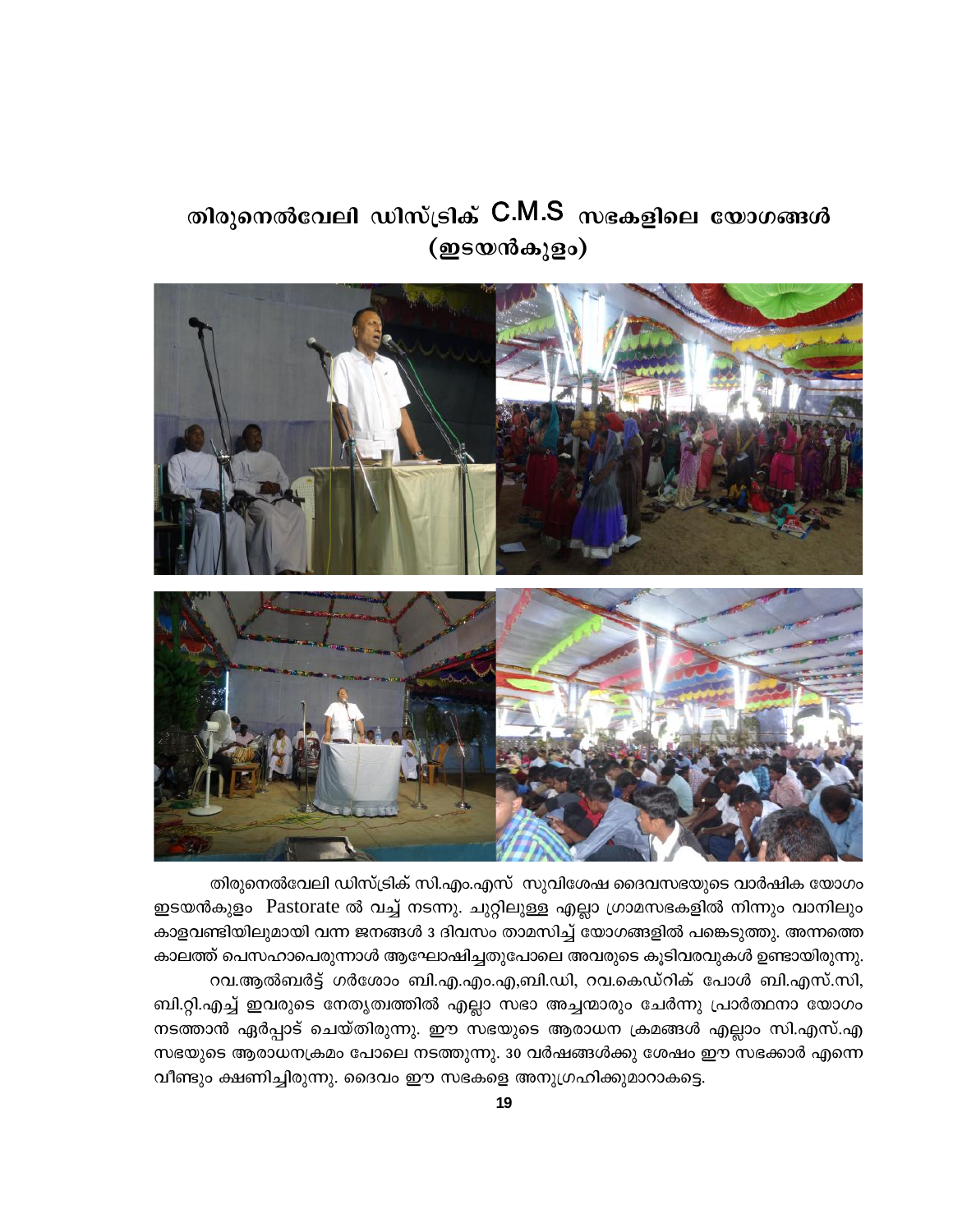# തിരുനെൽവേലി ഡിസ്ട്രിക് C.M.S സഭകളിലെ യോഗങ്ങൾ (ഇടയൻകുളം)

തിരുനെൽവേലി ഡിസ്ട്രിക് സി.എം.എസ് സുവിശേഷ ദൈവസഭയുടെ വാർഷിക യോഗം ഇടയൻകുളം Pastorate ൽ വച്ച് നടന്നു. ചുറ്റിലുള്ള എല്ലാ ഗ്രാമസഭകളിൽ നിന്നും വാനിലും കാളവണ്ടിയിലുമായി വന്ന ജനങ്ങൾ 3 ദിവസം താമസിച്ച് യോഗങ്ങളിൽ പങ്കെടുത്തു. അന്നത്തെ കാലത്ത് പെസഹാപെരുന്നാൾ ആഘോഷിച്ചതുപോലെ അവരുടെ കൂടിവരവുകൾ ഉണ്ടായിരുന്നു.

റവ.ആൽബർട്ട് ഗർശോം ബി.എ.എം.എ,ബി.ഡി, റവ.കെഡ്റിക് പോൾ ബി.എസ്.സി, ബി.റ്റി.എച്ച് ഇവരുടെ നേതൃത്വത്തിൽ എല്ലാ സഭാ അച്ചന്മാരും ചേർന്നു പ്രാർത്ഥനാ യോഗം നടത്താൻ ഏർപ്പാട് ചെയ്തിരുന്നു. ഈ സഭയുടെ ആരാധന ക്രമങ്ങൾ എല്ലാം സി.എസ്.എ സഭയുടെ ആരാധനക്രമം പോലെ നടത്തുന്നു. 30 വർഷങ്ങൾക്കു ശേഷം ഈ സഭക്കാർ എന്നെ വീണ്ടും ക്ഷണിച്ചിരുന്നു. ദൈവം ഈ സഭകളെ അനുഗ്രഹിക്കുമാറാകട്ടെ.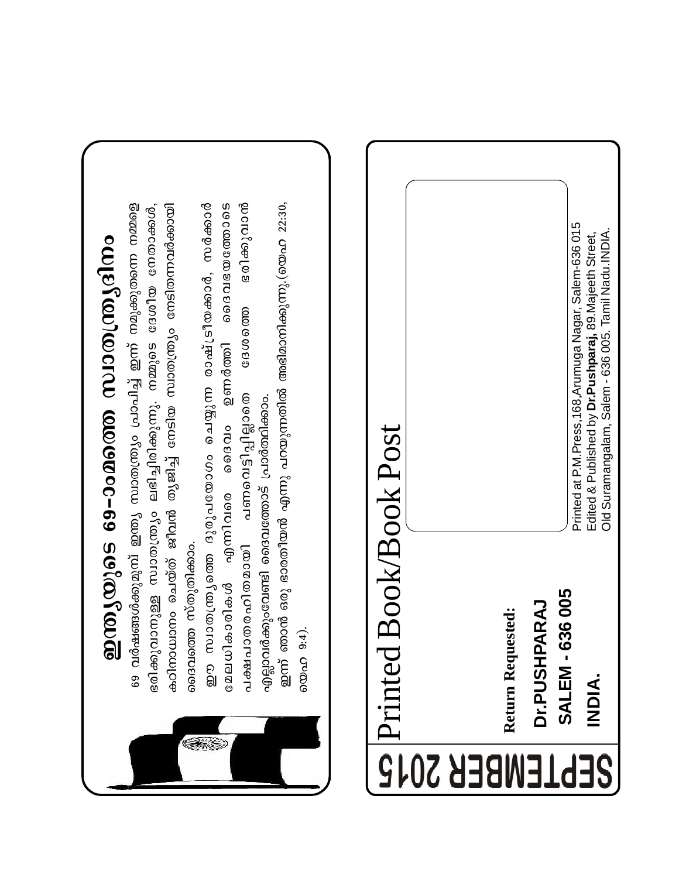# ഇന്ത്യയുടെ 69–ാമത്തെ സ്വാതന്ത്ര്യദിനം

69 വർഷങ്ങൾക്കുമുമ്പ് ഇന്ത്യ സ്വാതന്ത്ര്യം പ്രാപിച്ച് ഇന്ന് നമുക്കുതന്നെ നമ്മളെ ഭരിക്കുവാനുള്ള സ്വാതന്ത്ര്യം ലഭിച്ചിരിക്കുന്നു. നമ്മുടെ ദേശീയ നേതാക്കൾ, കഠിനായാസം ചെയ്ത് ജീവൻ ത്യജിച്ച് നേടിയ സ്വാതന്ത്ര്യം നേടിത്തന്നവർക്കായി ദൈവത്തെ സ്തുതിക്കാം.

ഈ സ്വാതന്ത്ര്യത്തെ ദുരുപയോഗം ചെയ്യുന്ന രാഷ്ട്രീയക്കാർ, സർക്കാർ മേലധികാരികൾ എന്നിവരെ ദൈവം ഉണർത്തി ദൈവഭയത്തോടെ പക്ഷപാതരഹിതമായി പണവെട്ടിപ്പില്ലാതെ ദേശത്തെ ഭരിക്കുവാൻ എല്ലാവർക്കുംവേണ്ടി ദൈവത്തോട് പ്രാർത്ഥിക്കാം.

ഇന്ന് ഞാൻ ഒരു ഭാരതീയൻ എന്നു പറയുന്നതിൽ അഭിമാനിക്കുന്നു.(യെശ 22:30, യെശ 9:4).

# SEPTEMBER 2015

Printed Book/Book Post

**Return Requested:**

**Dr.PUSHPARAJ**
**SALEM - 636 005**
**INDIA.**

Printed at P.M.Press,168,Arumuga Nagar, Salem-636 015
Edited & Published by **Dr.Pushparaj,** 89.Majeeth Street,
Old Suramangalam, Salem - 636 005. Tamil Nadu.INDIA.